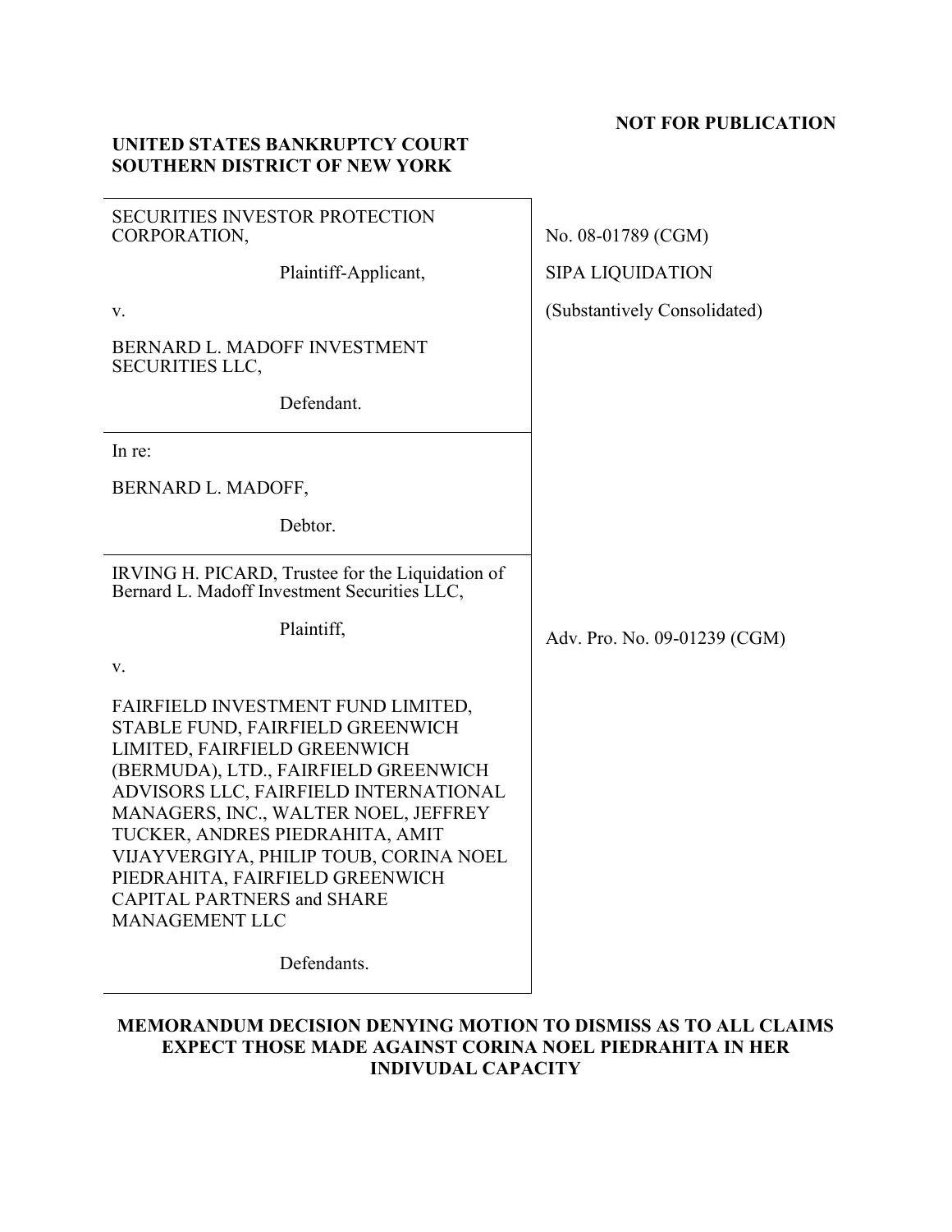**NOT FOR PUBLICATION**

**UNITED STATES BANKRUPTCY COURT**
**SOUTHERN DISTRICT OF NEW YORK**

| | |
|---|---|
| SECURITIES INVESTOR PROTECTION CORPORATION,<br><br>Plaintiff-Applicant,<br><br>v.<br><br>BERNARD L. MADOFF INVESTMENT SECURITIES LLC,<br><br>Defendant. | No. 08-01789 (CGM)<br><br>SIPA LIQUIDATION<br><br>(Substantively Consolidated) |
| In re:<br><br>BERNARD L. MADOFF,<br><br>Debtor. | |
| IRVING H. PICARD, Trustee for the Liquidation of Bernard L. Madoff Investment Securities LLC,<br><br>Plaintiff,<br><br>v.<br><br>FAIRFIELD INVESTMENT FUND LIMITED, STABLE FUND, FAIRFIELD GREENWICH LIMITED, FAIRFIELD GREENWICH (BERMUDA), LTD., FAIRFIELD GREENWICH ADVISORS LLC, FAIRFIELD INTERNATIONAL MANAGERS, INC., WALTER NOEL, JEFFREY TUCKER, ANDRES PIEDRAHITA, AMIT VIJAYVERGIYA, PHILIP TOUB, CORINA NOEL PIEDRAHITA, FAIRFIELD GREENWICH CAPITAL PARTNERS and SHARE MANAGEMENT LLC<br><br>Defendants. | Adv. Pro. No. 09-01239 (CGM) |

**MEMORANDUM DECISION DENYING MOTION TO DISMISS AS TO ALL CLAIMS EXPECT THOSE MADE AGAINST CORINA NOEL PIEDRAHITA IN HER INDIVUDAL CAPACITY**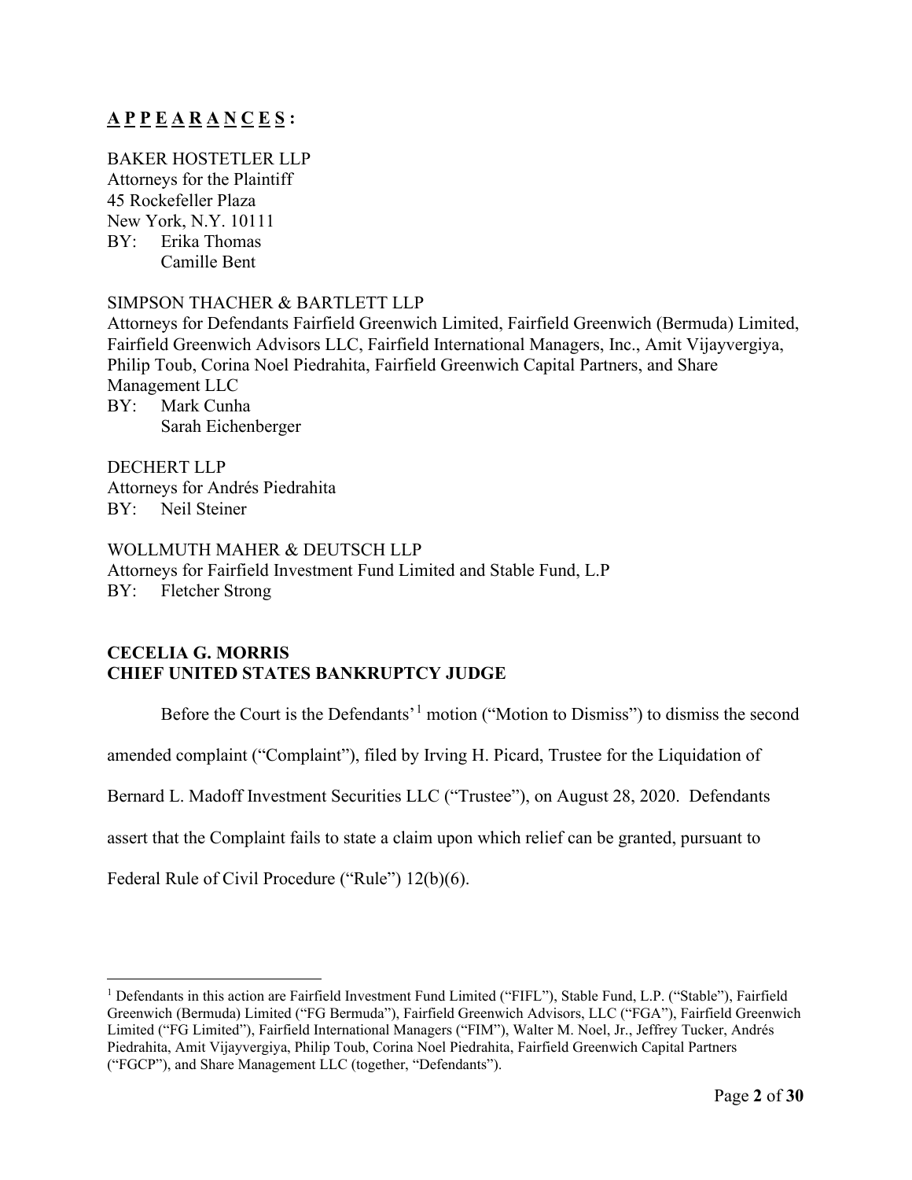**<u>A P P E A R A N C E S</u>:**

BAKER HOSTETLER LLP
Attorneys for the Plaintiff
45 Rockefeller Plaza
New York, N.Y. 10111
BY: Erika Thomas
Camille Bent

SIMPSON THACHER & BARTLETT LLP
Attorneys for Defendants Fairfield Greenwich Limited, Fairfield Greenwich (Bermuda) Limited, Fairfield Greenwich Advisors LLC, Fairfield International Managers, Inc., Amit Vijayvergiya, Philip Toub, Corina Noel Piedrahita, Fairfield Greenwich Capital Partners, and Share Management LLC
BY: Mark Cunha
Sarah Eichenberger

DECHERT LLP
Attorneys for Andrés Piedrahita
BY: Neil Steiner

WOLLMUTH MAHER & DEUTSCH LLP
Attorneys for Fairfield Investment Fund Limited and Stable Fund, L.P
BY: Fletcher Strong

**CECELIA G. MORRIS**
**CHIEF UNITED STATES BANKRUPTCY JUDGE**

Before the Court is the Defendants'[1] motion ("Motion to Dismiss") to dismiss the second amended complaint ("Complaint"), filed by Irving H. Picard, Trustee for the Liquidation of Bernard L. Madoff Investment Securities LLC ("Trustee"), on August 28, 2020. Defendants assert that the Complaint fails to state a claim upon which relief can be granted, pursuant to Federal Rule of Civil Procedure ("Rule") 12(b)(6).

---

[1] Defendants in this action are Fairfield Investment Fund Limited ("FIFL"), Stable Fund, L.P. ("Stable"), Fairfield Greenwich (Bermuda) Limited ("FG Bermuda"), Fairfield Greenwich Advisors, LLC ("FGA"), Fairfield Greenwich Limited ("FG Limited"), Fairfield International Managers ("FIM"), Walter M. Noel, Jr., Jeffrey Tucker, Andrés Piedrahita, Amit Vijayvergiya, Philip Toub, Corina Noel Piedrahita, Fairfield Greenwich Capital Partners ("FGCP"), and Share Management LLC (together, "Defendants").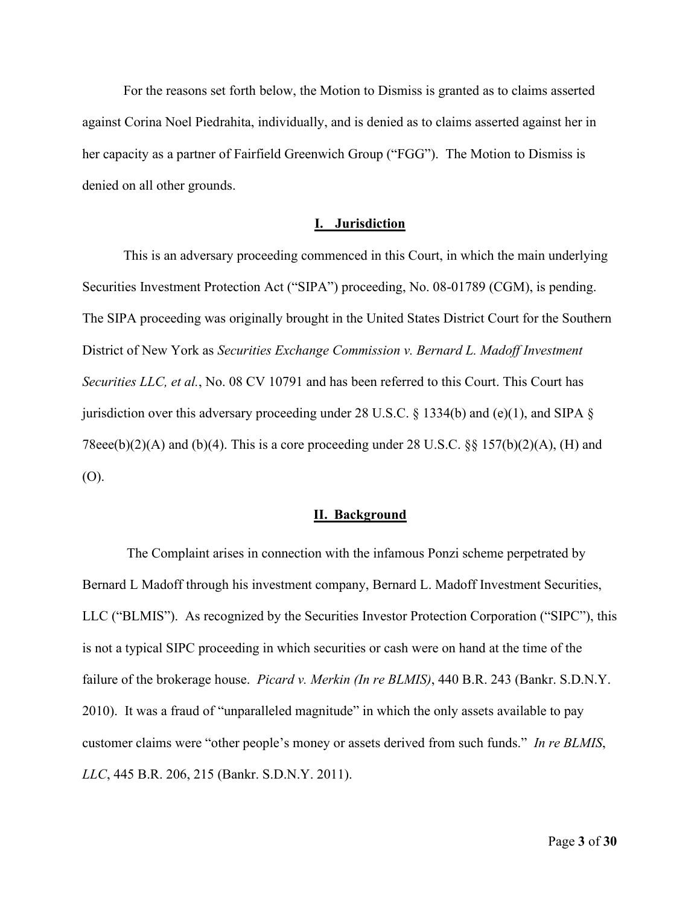For the reasons set forth below, the Motion to Dismiss is granted as to claims asserted against Corina Noel Piedrahita, individually, and is denied as to claims asserted against her in her capacity as a partner of Fairfield Greenwich Group ("FGG"). The Motion to Dismiss is denied on all other grounds.

## I. Jurisdiction

This is an adversary proceeding commenced in this Court, in which the main underlying Securities Investment Protection Act ("SIPA") proceeding, No. 08-01789 (CGM), is pending. The SIPA proceeding was originally brought in the United States District Court for the Southern District of New York as *Securities Exchange Commission v. Bernard L. Madoff Investment Securities LLC, et al.*, No. 08 CV 10791 and has been referred to this Court. This Court has jurisdiction over this adversary proceeding under 28 U.S.C. § 1334(b) and (e)(1), and SIPA § 78eee(b)(2)(A) and (b)(4). This is a core proceeding under 28 U.S.C. §§ 157(b)(2)(A), (H) and (O).

## II. Background

The Complaint arises in connection with the infamous Ponzi scheme perpetrated by Bernard L Madoff through his investment company, Bernard L. Madoff Investment Securities, LLC ("BLMIS"). As recognized by the Securities Investor Protection Corporation ("SIPC"), this is not a typical SIPC proceeding in which securities or cash were on hand at the time of the failure of the brokerage house. *Picard v. Merkin (In re BLMIS)*, 440 B.R. 243 (Bankr. S.D.N.Y. 2010). It was a fraud of "unparalleled magnitude" in which the only assets available to pay customer claims were "other people's money or assets derived from such funds." *In re BLMIS, LLC*, 445 B.R. 206, 215 (Bankr. S.D.N.Y. 2011).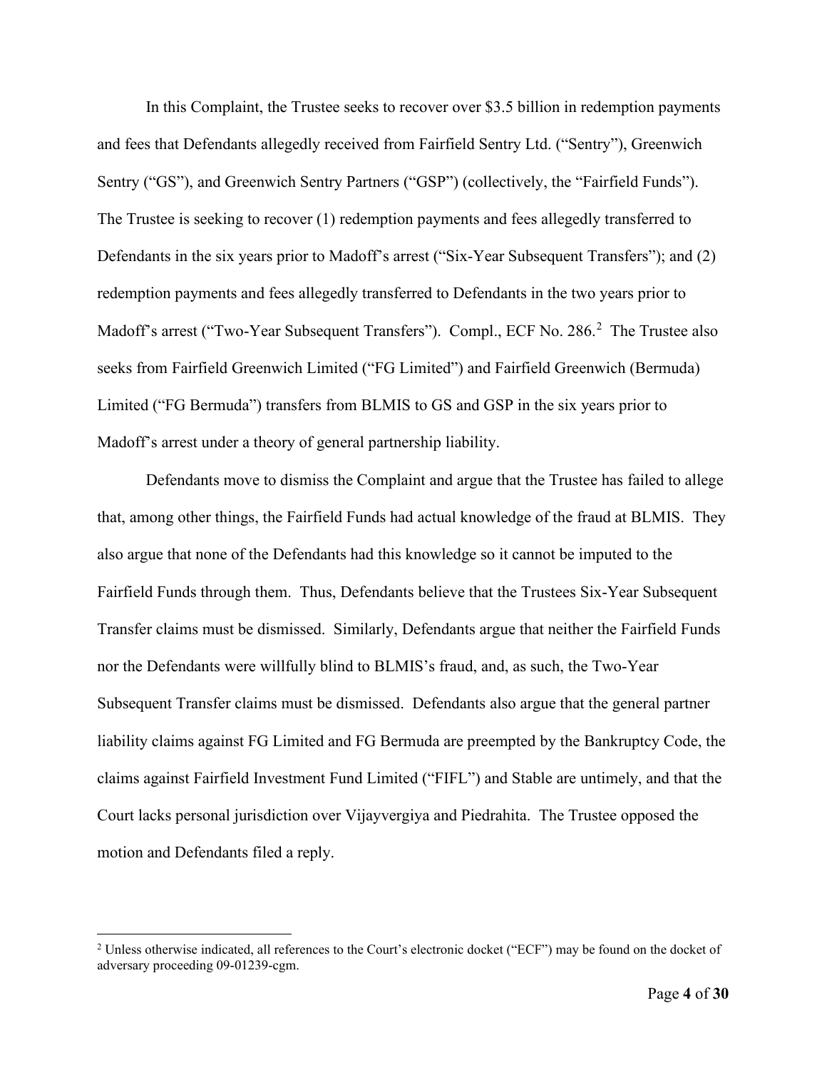In this Complaint, the Trustee seeks to recover over $3.5 billion in redemption payments and fees that Defendants allegedly received from Fairfield Sentry Ltd. ("Sentry"), Greenwich Sentry ("GS"), and Greenwich Sentry Partners ("GSP") (collectively, the "Fairfield Funds"). The Trustee is seeking to recover (1) redemption payments and fees allegedly transferred to Defendants in the six years prior to Madoff's arrest ("Six-Year Subsequent Transfers"); and (2) redemption payments and fees allegedly transferred to Defendants in the two years prior to Madoff's arrest ("Two-Year Subsequent Transfers"). Compl., ECF No. 286.[2] The Trustee also seeks from Fairfield Greenwich Limited ("FG Limited") and Fairfield Greenwich (Bermuda) Limited ("FG Bermuda") transfers from BLMIS to GS and GSP in the six years prior to Madoff's arrest under a theory of general partnership liability.

Defendants move to dismiss the Complaint and argue that the Trustee has failed to allege that, among other things, the Fairfield Funds had actual knowledge of the fraud at BLMIS. They also argue that none of the Defendants had this knowledge so it cannot be imputed to the Fairfield Funds through them. Thus, Defendants believe that the Trustees Six-Year Subsequent Transfer claims must be dismissed. Similarly, Defendants argue that neither the Fairfield Funds nor the Defendants were willfully blind to BLMIS's fraud, and, as such, the Two-Year Subsequent Transfer claims must be dismissed. Defendants also argue that the general partner liability claims against FG Limited and FG Bermuda are preempted by the Bankruptcy Code, the claims against Fairfield Investment Fund Limited ("FIFL") and Stable are untimely, and that the Court lacks personal jurisdiction over Vijayvergiya and Piedrahita. The Trustee opposed the motion and Defendants filed a reply.

[2] Unless otherwise indicated, all references to the Court's electronic docket ("ECF") may be found on the docket of adversary proceeding 09-01239-cgm.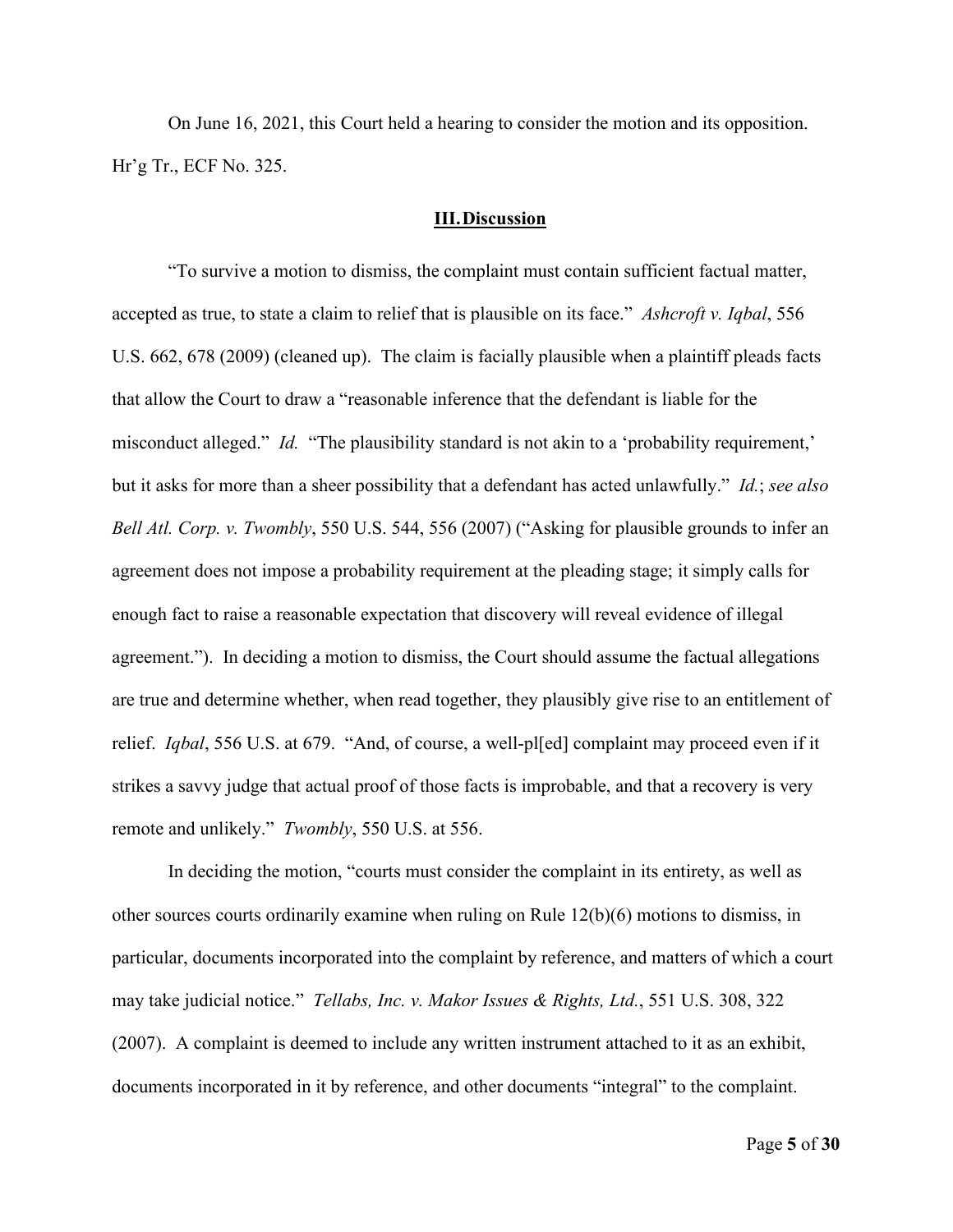On June 16, 2021, this Court held a hearing to consider the motion and its opposition. Hr'g Tr., ECF No. 325.

## **III. Discussion**

"To survive a motion to dismiss, the complaint must contain sufficient factual matter, accepted as true, to state a claim to relief that is plausible on its face." *Ashcroft v. Iqbal*, 556 U.S. 662, 678 (2009) (cleaned up). The claim is facially plausible when a plaintiff pleads facts that allow the Court to draw a "reasonable inference that the defendant is liable for the misconduct alleged." *Id.* "The plausibility standard is not akin to a 'probability requirement,' but it asks for more than a sheer possibility that a defendant has acted unlawfully." *Id.*; *see also Bell Atl. Corp. v. Twombly*, 550 U.S. 544, 556 (2007) ("Asking for plausible grounds to infer an agreement does not impose a probability requirement at the pleading stage; it simply calls for enough fact to raise a reasonable expectation that discovery will reveal evidence of illegal agreement."). In deciding a motion to dismiss, the Court should assume the factual allegations are true and determine whether, when read together, they plausibly give rise to an entitlement of relief. *Iqbal*, 556 U.S. at 679. "And, of course, a well-pl[ed] complaint may proceed even if it strikes a savvy judge that actual proof of those facts is improbable, and that a recovery is very remote and unlikely." *Twombly*, 550 U.S. at 556.

In deciding the motion, "courts must consider the complaint in its entirety, as well as other sources courts ordinarily examine when ruling on Rule 12(b)(6) motions to dismiss, in particular, documents incorporated into the complaint by reference, and matters of which a court may take judicial notice." *Tellabs, Inc. v. Makor Issues & Rights, Ltd.*, 551 U.S. 308, 322 (2007). A complaint is deemed to include any written instrument attached to it as an exhibit, documents incorporated in it by reference, and other documents "integral" to the complaint.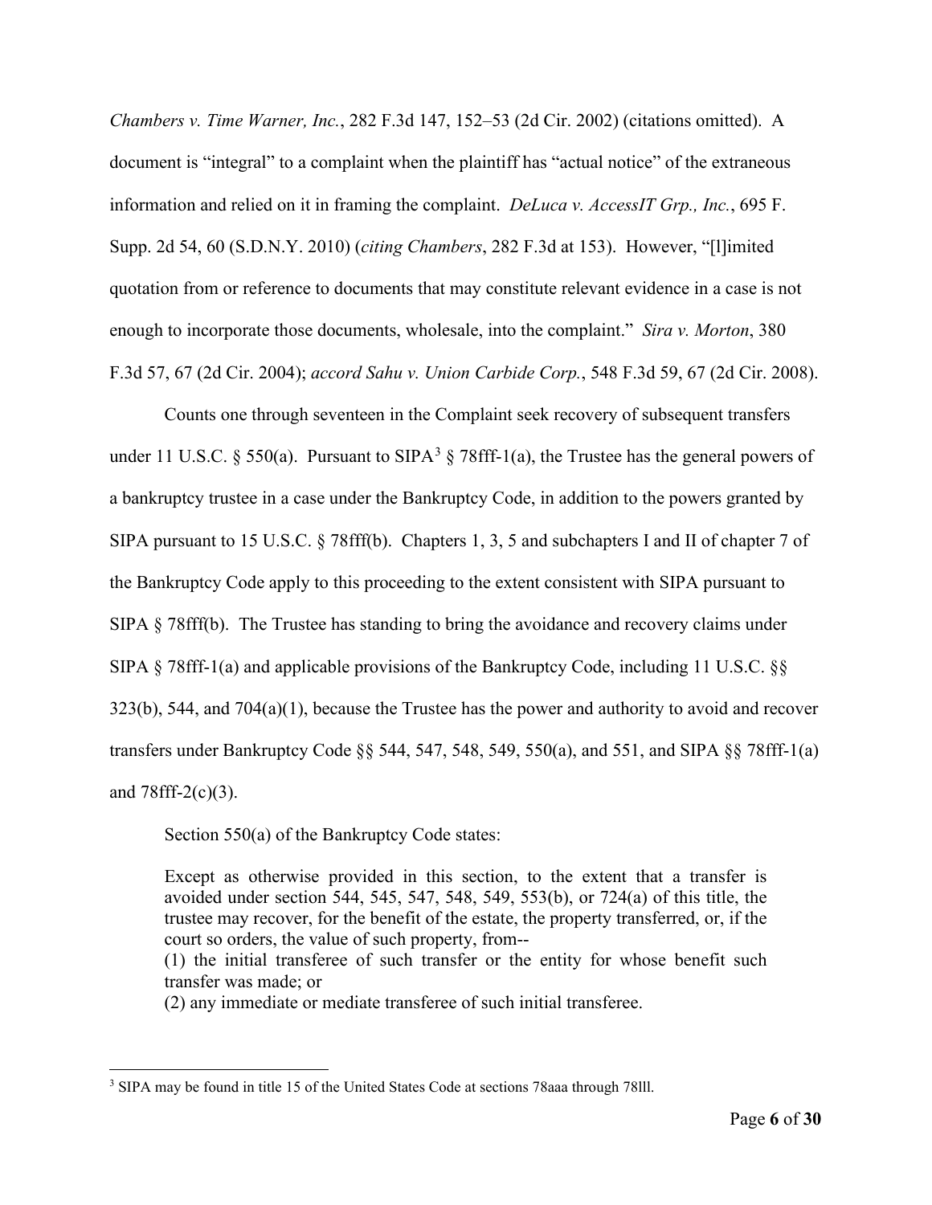*Chambers v. Time Warner, Inc.*, 282 F.3d 147, 152–53 (2d Cir. 2002) (citations omitted). A document is "integral" to a complaint when the plaintiff has "actual notice" of the extraneous information and relied on it in framing the complaint. *DeLuca v. AccessIT Grp., Inc.*, 695 F. Supp. 2d 54, 60 (S.D.N.Y. 2010) (*citing Chambers*, 282 F.3d at 153). However, "[l]imited quotation from or reference to documents that may constitute relevant evidence in a case is not enough to incorporate those documents, wholesale, into the complaint." *Sira v. Morton*, 380 F.3d 57, 67 (2d Cir. 2004); *accord Sahu v. Union Carbide Corp.*, 548 F.3d 59, 67 (2d Cir. 2008).

Counts one through seventeen in the Complaint seek recovery of subsequent transfers under 11 U.S.C. § 550(a). Pursuant to SIPA[3] § 78fff-1(a), the Trustee has the general powers of a bankruptcy trustee in a case under the Bankruptcy Code, in addition to the powers granted by SIPA pursuant to 15 U.S.C. § 78fff(b). Chapters 1, 3, 5 and subchapters I and II of chapter 7 of the Bankruptcy Code apply to this proceeding to the extent consistent with SIPA pursuant to SIPA § 78fff(b). The Trustee has standing to bring the avoidance and recovery claims under SIPA § 78fff-1(a) and applicable provisions of the Bankruptcy Code, including 11 U.S.C. §§ 323(b), 544, and 704(a)(1), because the Trustee has the power and authority to avoid and recover transfers under Bankruptcy Code §§ 544, 547, 548, 549, 550(a), and 551, and SIPA §§ 78fff-1(a) and 78fff-2(c)(3).

Section 550(a) of the Bankruptcy Code states:

> Except as otherwise provided in this section, to the extent that a transfer is avoided under section 544, 545, 547, 548, 549, 553(b), or 724(a) of this title, the trustee may recover, for the benefit of the estate, the property transferred, or, if the court so orders, the value of such property, from--
> (1) the initial transferee of such transfer or the entity for whose benefit such transfer was made; or
> (2) any immediate or mediate transferee of such initial transferee.

---

[3] SIPA may be found in title 15 of the United States Code at sections 78aaa through 78lll.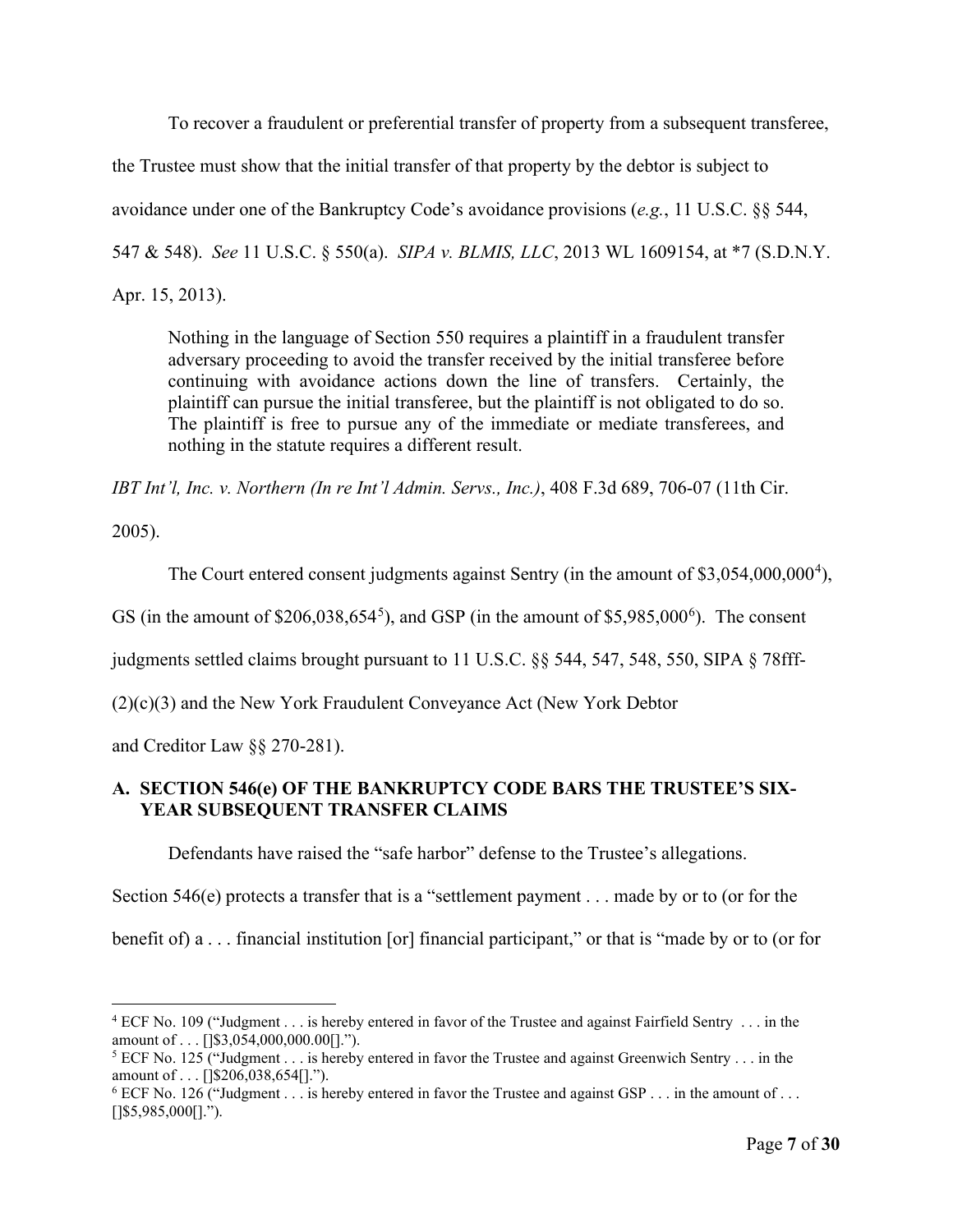To recover a fraudulent or preferential transfer of property from a subsequent transferee, the Trustee must show that the initial transfer of that property by the debtor is subject to avoidance under one of the Bankruptcy Code's avoidance provisions (*e.g.*, 11 U.S.C. §§ 544, 547 & 548). *See* 11 U.S.C. § 550(a). *SIPA v. BLMIS, LLC*, 2013 WL 1609154, at *7 (S.D.N.Y. Apr. 15, 2013).

> Nothing in the language of Section 550 requires a plaintiff in a fraudulent transfer adversary proceeding to avoid the transfer received by the initial transferee before continuing with avoidance actions down the line of transfers. Certainly, the plaintiff can pursue the initial transferee, but the plaintiff is not obligated to do so. The plaintiff is free to pursue any of the immediate or mediate transferees, and nothing in the statute requires a different result.

*IBT Int'l, Inc. v. Northern (In re Int'l Admin. Servs., Inc.)*, 408 F.3d 689, 706-07 (11th Cir. 2005).

The Court entered consent judgments against Sentry (in the amount of $3,054,000,000[4]), GS (in the amount of $206,038,654[5]), and GSP (in the amount of $5,985,000[6]). The consent judgments settled claims brought pursuant to 11 U.S.C. §§ 544, 547, 548, 550, SIPA § 78fff-(2)(c)(3) and the New York Fraudulent Conveyance Act (New York Debtor and Creditor Law §§ 270-281).

## A. SECTION 546(e) OF THE BANKRUPTCY CODE BARS THE TRUSTEE'S SIX-YEAR SUBSEQUENT TRANSFER CLAIMS

Defendants have raised the "safe harbor" defense to the Trustee's allegations. Section 546(e) protects a transfer that is a "settlement payment . . . made by or to (or for the benefit of) a . . . financial institution [or] financial participant," or that is "made by or to (or for

---

[4] ECF No. 109 ("Judgment . . . is hereby entered in favor of the Trustee and against Fairfield Sentry . . . in the amount of . . . []$3,054,000,000.00[].").

[5] ECF No. 125 ("Judgment . . . is hereby entered in favor the Trustee and against Greenwich Sentry . . . in the amount of . . . []$206,038,654[].").

[6] ECF No. 126 ("Judgment . . . is hereby entered in favor the Trustee and against GSP . . . in the amount of . . . []$5,985,000[].").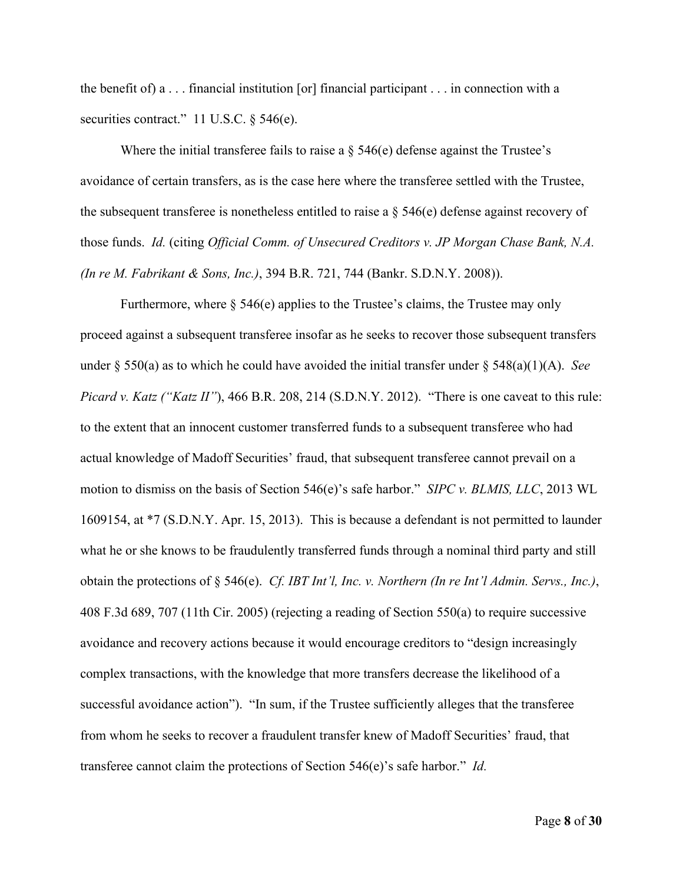the benefit of) a . . . financial institution [or] financial participant . . . in connection with a securities contract." 11 U.S.C. § 546(e).

Where the initial transferee fails to raise a § 546(e) defense against the Trustee's avoidance of certain transfers, as is the case here where the transferee settled with the Trustee, the subsequent transferee is nonetheless entitled to raise a § 546(e) defense against recovery of those funds. *Id.* (citing *Official Comm. of Unsecured Creditors v. JP Morgan Chase Bank, N.A. (In re M. Fabrikant & Sons, Inc.)*, 394 B.R. 721, 744 (Bankr. S.D.N.Y. 2008)).

Furthermore, where § 546(e) applies to the Trustee's claims, the Trustee may only proceed against a subsequent transferee insofar as he seeks to recover those subsequent transfers under § 550(a) as to which he could have avoided the initial transfer under § 548(a)(1)(A). *See Picard v. Katz ("Katz II")*, 466 B.R. 208, 214 (S.D.N.Y. 2012). "There is one caveat to this rule: to the extent that an innocent customer transferred funds to a subsequent transferee who had actual knowledge of Madoff Securities' fraud, that subsequent transferee cannot prevail on a motion to dismiss on the basis of Section 546(e)'s safe harbor." *SIPC v. BLMIS, LLC*, 2013 WL 1609154, at *7 (S.D.N.Y. Apr. 15, 2013). This is because a defendant is not permitted to launder what he or she knows to be fraudulently transferred funds through a nominal third party and still obtain the protections of § 546(e). *Cf. IBT Int'l, Inc. v. Northern (In re Int'l Admin. Servs., Inc.)*, 408 F.3d 689, 707 (11th Cir. 2005) (rejecting a reading of Section 550(a) to require successive avoidance and recovery actions because it would encourage creditors to "design increasingly complex transactions, with the knowledge that more transfers decrease the likelihood of a successful avoidance action"). "In sum, if the Trustee sufficiently alleges that the transferee from whom he seeks to recover a fraudulent transfer knew of Madoff Securities' fraud, that transferee cannot claim the protections of Section 546(e)'s safe harbor." *Id.*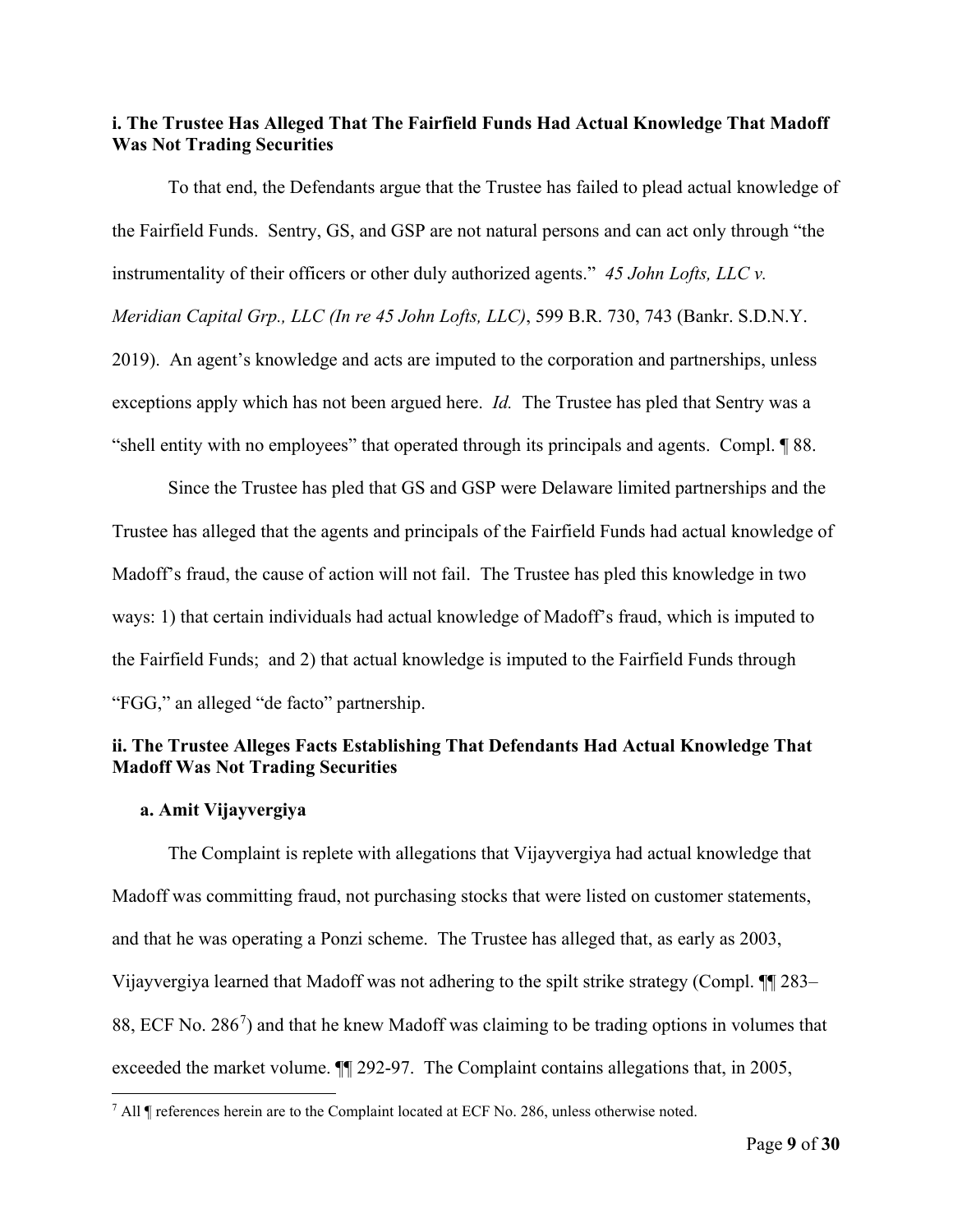**i. The Trustee Has Alleged That The Fairfield Funds Had Actual Knowledge That Madoff Was Not Trading Securities**

To that end, the Defendants argue that the Trustee has failed to plead actual knowledge of the Fairfield Funds. Sentry, GS, and GSP are not natural persons and can act only through "the instrumentality of their officers or other duly authorized agents." *45 John Lofts, LLC v. Meridian Capital Grp., LLC (In re 45 John Lofts, LLC)*, 599 B.R. 730, 743 (Bankr. S.D.N.Y. 2019). An agent's knowledge and acts are imputed to the corporation and partnerships, unless exceptions apply which has not been argued here. *Id.* The Trustee has pled that Sentry was a "shell entity with no employees" that operated through its principals and agents. Compl. ¶ 88.

Since the Trustee has pled that GS and GSP were Delaware limited partnerships and the Trustee has alleged that the agents and principals of the Fairfield Funds had actual knowledge of Madoff's fraud, the cause of action will not fail. The Trustee has pled this knowledge in two ways: 1) that certain individuals had actual knowledge of Madoff's fraud, which is imputed to the Fairfield Funds; and 2) that actual knowledge is imputed to the Fairfield Funds through "FGG," an alleged "de facto" partnership.

**ii. The Trustee Alleges Facts Establishing That Defendants Had Actual Knowledge That Madoff Was Not Trading Securities**

**a. Amit Vijayvergiya**

The Complaint is replete with allegations that Vijayvergiya had actual knowledge that Madoff was committing fraud, not purchasing stocks that were listed on customer statements, and that he was operating a Ponzi scheme. The Trustee has alleged that, as early as 2003, Vijayvergiya learned that Madoff was not adhering to the spilt strike strategy (Compl. ¶¶ 283–88, ECF No. 286[7]) and that he knew Madoff was claiming to be trading options in volumes that exceeded the market volume. ¶¶ 292-97. The Complaint contains allegations that, in 2005,

[7] All ¶ references herein are to the Complaint located at ECF No. 286, unless otherwise noted.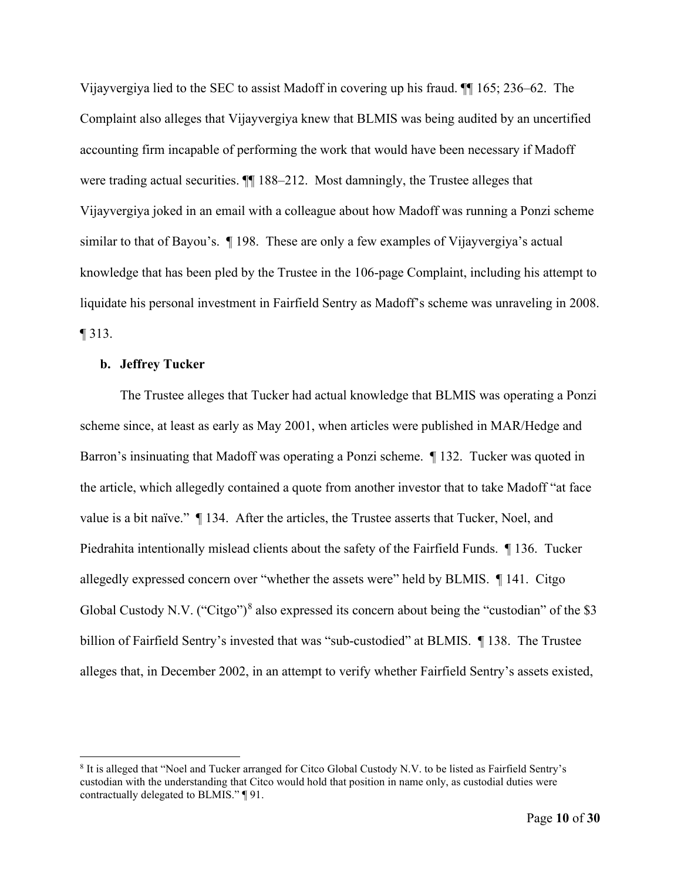Vijayvergiya lied to the SEC to assist Madoff in covering up his fraud. ¶¶ 165; 236–62. The Complaint also alleges that Vijayvergiya knew that BLMIS was being audited by an uncertified accounting firm incapable of performing the work that would have been necessary if Madoff were trading actual securities. ¶¶ 188–212. Most damningly, the Trustee alleges that Vijayvergiya joked in an email with a colleague about how Madoff was running a Ponzi scheme similar to that of Bayou's. ¶ 198. These are only a few examples of Vijayvergiya's actual knowledge that has been pled by the Trustee in the 106-page Complaint, including his attempt to liquidate his personal investment in Fairfield Sentry as Madoff's scheme was unraveling in 2008. ¶ 313.

**b. Jeffrey Tucker**

The Trustee alleges that Tucker had actual knowledge that BLMIS was operating a Ponzi scheme since, at least as early as May 2001, when articles were published in MAR/Hedge and Barron's insinuating that Madoff was operating a Ponzi scheme. ¶ 132. Tucker was quoted in the article, which allegedly contained a quote from another investor that to take Madoff "at face value is a bit naïve." ¶ 134. After the articles, the Trustee asserts that Tucker, Noel, and Piedrahita intentionally mislead clients about the safety of the Fairfield Funds. ¶ 136. Tucker allegedly expressed concern over "whether the assets were" held by BLMIS. ¶ 141. Citgo Global Custody N.V. ("Citgo")[8] also expressed its concern about being the "custodian" of the $3 billion of Fairfield Sentry's invested that was "sub-custodied" at BLMIS. ¶ 138. The Trustee alleges that, in December 2002, in an attempt to verify whether Fairfield Sentry's assets existed,

[8] It is alleged that "Noel and Tucker arranged for Citco Global Custody N.V. to be listed as Fairfield Sentry's custodian with the understanding that Citco would hold that position in name only, as custodial duties were contractually delegated to BLMIS." ¶ 91.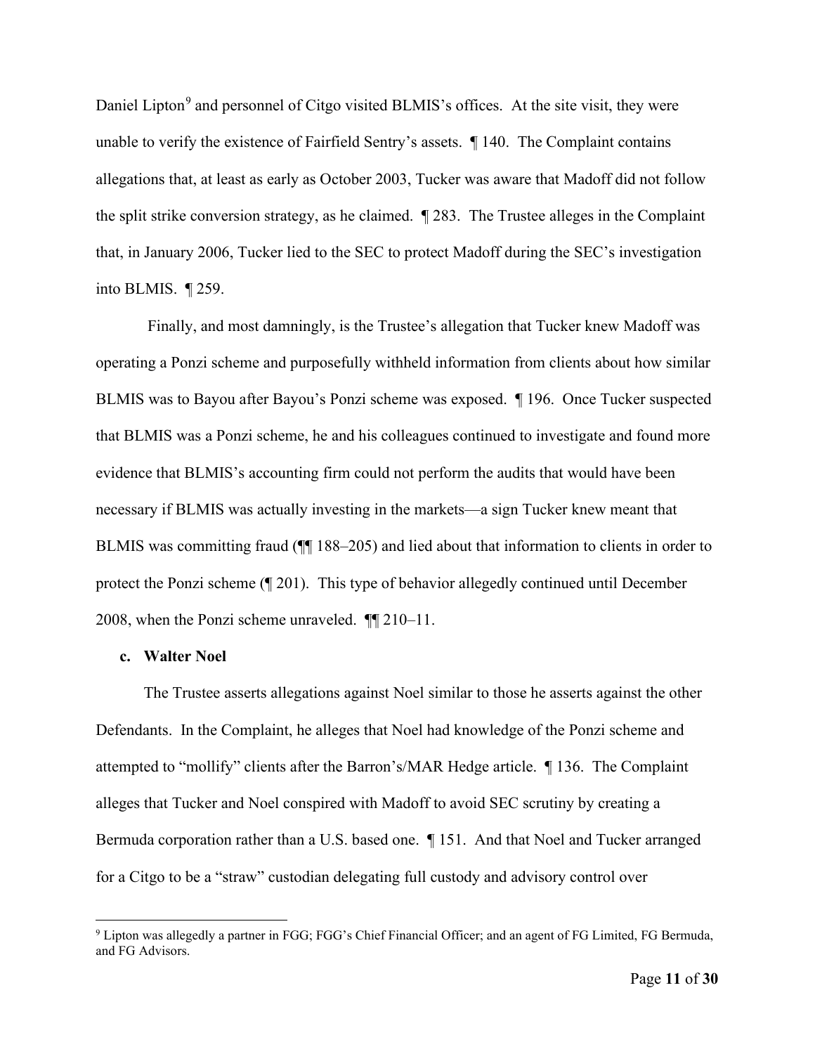Daniel Lipton[9] and personnel of Citgo visited BLMIS's offices. At the site visit, they were unable to verify the existence of Fairfield Sentry's assets. ¶ 140. The Complaint contains allegations that, at least as early as October 2003, Tucker was aware that Madoff did not follow the split strike conversion strategy, as he claimed. ¶ 283. The Trustee alleges in the Complaint that, in January 2006, Tucker lied to the SEC to protect Madoff during the SEC's investigation into BLMIS. ¶ 259.

Finally, and most damningly, is the Trustee's allegation that Tucker knew Madoff was operating a Ponzi scheme and purposefully withheld information from clients about how similar BLMIS was to Bayou after Bayou's Ponzi scheme was exposed. ¶ 196. Once Tucker suspected that BLMIS was a Ponzi scheme, he and his colleagues continued to investigate and found more evidence that BLMIS's accounting firm could not perform the audits that would have been necessary if BLMIS was actually investing in the markets—a sign Tucker knew meant that BLMIS was committing fraud (¶¶ 188–205) and lied about that information to clients in order to protect the Ponzi scheme (¶ 201). This type of behavior allegedly continued until December 2008, when the Ponzi scheme unraveled. ¶¶ 210–11.

**c. Walter Noel**

The Trustee asserts allegations against Noel similar to those he asserts against the other Defendants. In the Complaint, he alleges that Noel had knowledge of the Ponzi scheme and attempted to "mollify" clients after the Barron's/MAR Hedge article. ¶ 136. The Complaint alleges that Tucker and Noel conspired with Madoff to avoid SEC scrutiny by creating a Bermuda corporation rather than a U.S. based one. ¶ 151. And that Noel and Tucker arranged for a Citgo to be a "straw" custodian delegating full custody and advisory control over

[9] Lipton was allegedly a partner in FGG; FGG's Chief Financial Officer; and an agent of FG Limited, FG Bermuda, and FG Advisors.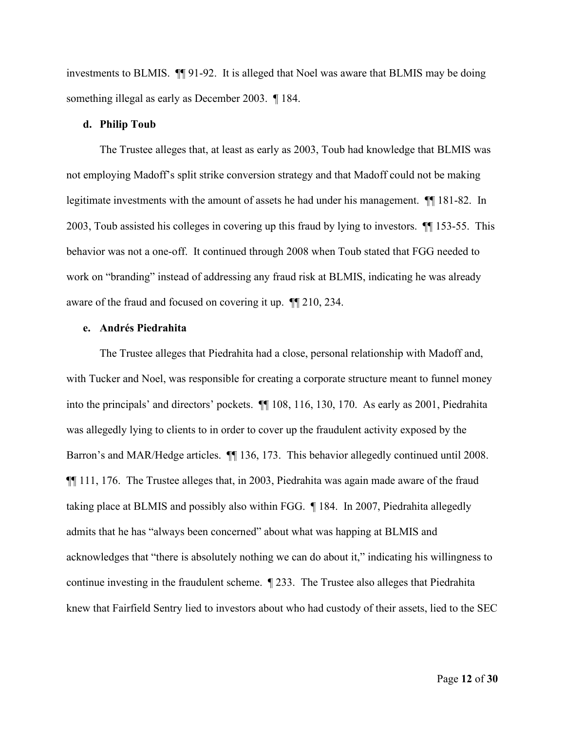investments to BLMIS. ¶¶ 91-92. It is alleged that Noel was aware that BLMIS may be doing something illegal as early as December 2003. ¶ 184.

**d. Philip Toub**

The Trustee alleges that, at least as early as 2003, Toub had knowledge that BLMIS was not employing Madoff's split strike conversion strategy and that Madoff could not be making legitimate investments with the amount of assets he had under his management. ¶¶ 181-82. In 2003, Toub assisted his colleges in covering up this fraud by lying to investors. ¶¶ 153-55. This behavior was not a one-off. It continued through 2008 when Toub stated that FGG needed to work on "branding" instead of addressing any fraud risk at BLMIS, indicating he was already aware of the fraud and focused on covering it up. ¶¶ 210, 234.

**e. Andrés Piedrahita**

The Trustee alleges that Piedrahita had a close, personal relationship with Madoff and, with Tucker and Noel, was responsible for creating a corporate structure meant to funnel money into the principals' and directors' pockets. ¶¶ 108, 116, 130, 170. As early as 2001, Piedrahita was allegedly lying to clients to in order to cover up the fraudulent activity exposed by the Barron's and MAR/Hedge articles. ¶¶ 136, 173. This behavior allegedly continued until 2008. ¶¶ 111, 176. The Trustee alleges that, in 2003, Piedrahita was again made aware of the fraud taking place at BLMIS and possibly also within FGG. ¶ 184. In 2007, Piedrahita allegedly admits that he has "always been concerned" about what was happing at BLMIS and acknowledges that "there is absolutely nothing we can do about it," indicating his willingness to continue investing in the fraudulent scheme. ¶ 233. The Trustee also alleges that Piedrahita knew that Fairfield Sentry lied to investors about who had custody of their assets, lied to the SEC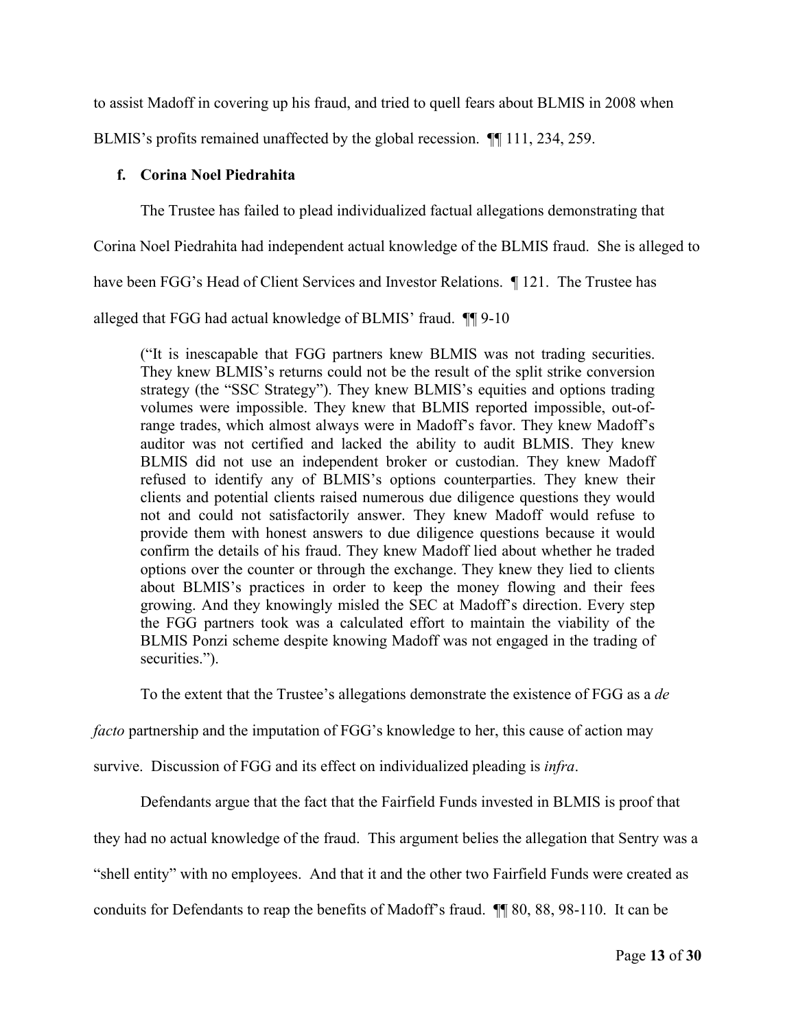to assist Madoff in covering up his fraud, and tried to quell fears about BLMIS in 2008 when BLMIS's profits remained unaffected by the global recession. ¶¶ 111, 234, 259.

**f. Corina Noel Piedrahita**

The Trustee has failed to plead individualized factual allegations demonstrating that Corina Noel Piedrahita had independent actual knowledge of the BLMIS fraud. She is alleged to have been FGG's Head of Client Services and Investor Relations. ¶ 121. The Trustee has alleged that FGG had actual knowledge of BLMIS' fraud. ¶¶ 9-10

> ("It is inescapable that FGG partners knew BLMIS was not trading securities. They knew BLMIS's returns could not be the result of the split strike conversion strategy (the "SSC Strategy"). They knew BLMIS's equities and options trading volumes were impossible. They knew that BLMIS reported impossible, out-of-range trades, which almost always were in Madoff's favor. They knew Madoff's auditor was not certified and lacked the ability to audit BLMIS. They knew BLMIS did not use an independent broker or custodian. They knew Madoff refused to identify any of BLMIS's options counterparties. They knew their clients and potential clients raised numerous due diligence questions they would not and could not satisfactorily answer. They knew Madoff would refuse to provide them with honest answers to due diligence questions because it would confirm the details of his fraud. They knew Madoff lied about whether he traded options over the counter or through the exchange. They knew they lied to clients about BLMIS's practices in order to keep the money flowing and their fees growing. And they knowingly misled the SEC at Madoff's direction. Every step the FGG partners took was a calculated effort to maintain the viability of the BLMIS Ponzi scheme despite knowing Madoff was not engaged in the trading of securities.").

To the extent that the Trustee's allegations demonstrate the existence of FGG as a *de facto* partnership and the imputation of FGG's knowledge to her, this cause of action may survive. Discussion of FGG and its effect on individualized pleading is *infra*.

Defendants argue that the fact that the Fairfield Funds invested in BLMIS is proof that they had no actual knowledge of the fraud. This argument belies the allegation that Sentry was a "shell entity" with no employees. And that it and the other two Fairfield Funds were created as conduits for Defendants to reap the benefits of Madoff's fraud. ¶¶ 80, 88, 98-110. It can be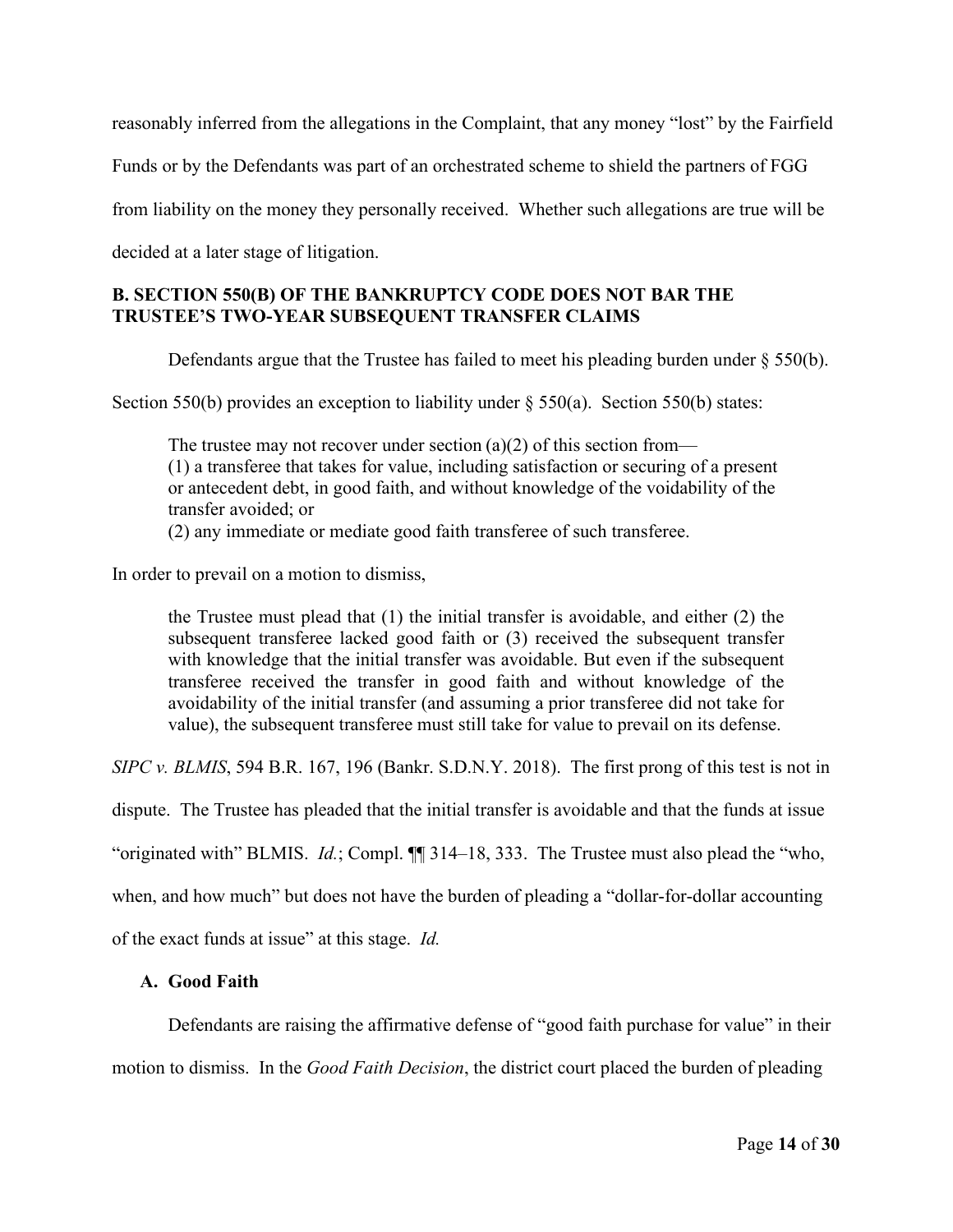reasonably inferred from the allegations in the Complaint, that any money "lost" by the Fairfield Funds or by the Defendants was part of an orchestrated scheme to shield the partners of FGG from liability on the money they personally received. Whether such allegations are true will be decided at a later stage of litigation.

### B. SECTION 550(B) OF THE BANKRUPTCY CODE DOES NOT BAR THE TRUSTEE'S TWO-YEAR SUBSEQUENT TRANSFER CLAIMS

Defendants argue that the Trustee has failed to meet his pleading burden under § 550(b). Section 550(b) provides an exception to liability under § 550(a). Section 550(b) states:

> The trustee may not recover under section (a)(2) of this section from—
> (1) a transferee that takes for value, including satisfaction or securing of a present or antecedent debt, in good faith, and without knowledge of the voidability of the transfer avoided; or
> (2) any immediate or mediate good faith transferee of such transferee.

In order to prevail on a motion to dismiss,

> the Trustee must plead that (1) the initial transfer is avoidable, and either (2) the subsequent transferee lacked good faith or (3) received the subsequent transfer with knowledge that the initial transfer was avoidable. But even if the subsequent transferee received the transfer in good faith and without knowledge of the avoidability of the initial transfer (and assuming a prior transferee did not take for value), the subsequent transferee must still take for value to prevail on its defense.

*SIPC v. BLMIS*, 594 B.R. 167, 196 (Bankr. S.D.N.Y. 2018). The first prong of this test is not in dispute. The Trustee has pleaded that the initial transfer is avoidable and that the funds at issue "originated with" BLMIS. *Id.*; Compl. ¶¶ 314–18, 333. The Trustee must also plead the "who, when, and how much" but does not have the burden of pleading a "dollar-for-dollar accounting of the exact funds at issue" at this stage. *Id.*

#### A. Good Faith

Defendants are raising the affirmative defense of "good faith purchase for value" in their motion to dismiss. In the *Good Faith Decision*, the district court placed the burden of pleading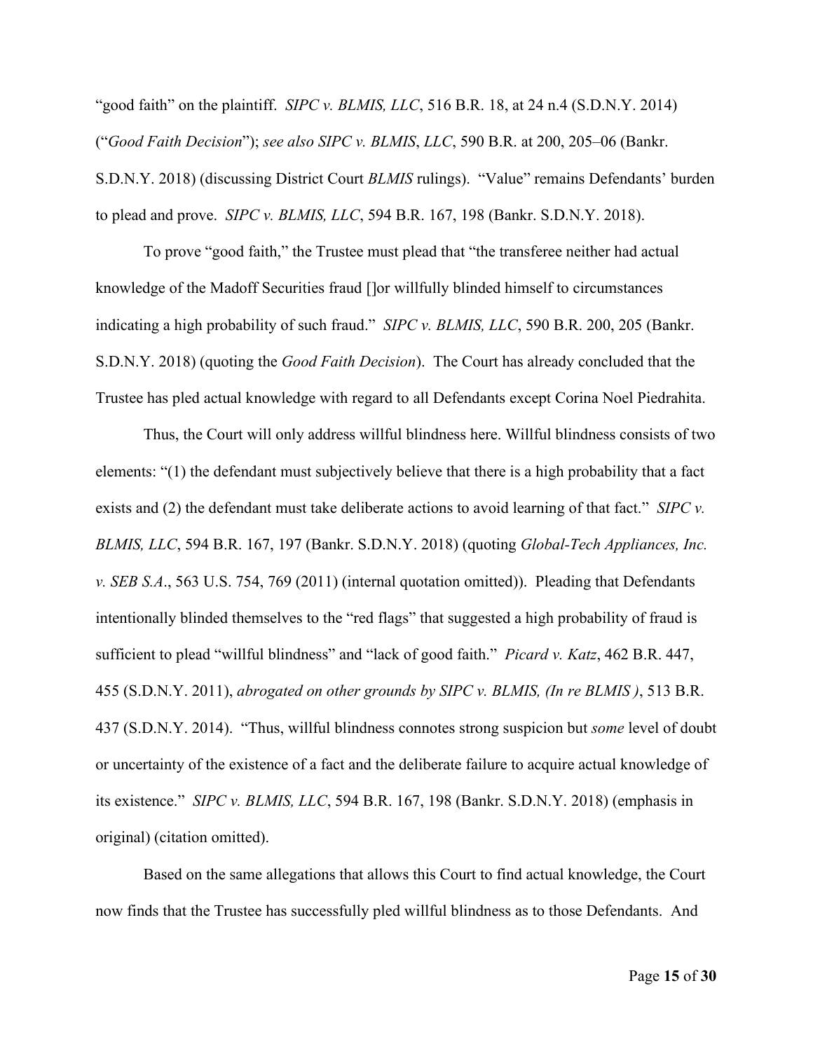"good faith" on the plaintiff. *SIPC v. BLMIS, LLC*, 516 B.R. 18, at 24 n.4 (S.D.N.Y. 2014) ("*Good Faith Decision*"); *see also SIPC v. BLMIS*, *LLC*, 590 B.R. at 200, 205–06 (Bankr. S.D.N.Y. 2018) (discussing District Court *BLMIS* rulings). "Value" remains Defendants' burden to plead and prove. *SIPC v. BLMIS, LLC*, 594 B.R. 167, 198 (Bankr. S.D.N.Y. 2018).

To prove "good faith," the Trustee must plead that "the transferee neither had actual knowledge of the Madoff Securities fraud []or willfully blinded himself to circumstances indicating a high probability of such fraud." *SIPC v. BLMIS, LLC*, 590 B.R. 200, 205 (Bankr. S.D.N.Y. 2018) (quoting the *Good Faith Decision*). The Court has already concluded that the Trustee has pled actual knowledge with regard to all Defendants except Corina Noel Piedrahita.

Thus, the Court will only address willful blindness here. Willful blindness consists of two elements: "(1) the defendant must subjectively believe that there is a high probability that a fact exists and (2) the defendant must take deliberate actions to avoid learning of that fact." *SIPC v. BLMIS, LLC*, 594 B.R. 167, 197 (Bankr. S.D.N.Y. 2018) (quoting *Global-Tech Appliances, Inc. v. SEB S.A*., 563 U.S. 754, 769 (2011) (internal quotation omitted)). Pleading that Defendants intentionally blinded themselves to the "red flags" that suggested a high probability of fraud is sufficient to plead "willful blindness" and "lack of good faith." *Picard v. Katz*, 462 B.R. 447, 455 (S.D.N.Y. 2011), *abrogated on other grounds by SIPC v. BLMIS, (In re BLMIS )*, 513 B.R. 437 (S.D.N.Y. 2014). "Thus, willful blindness connotes strong suspicion but *some* level of doubt or uncertainty of the existence of a fact and the deliberate failure to acquire actual knowledge of its existence." *SIPC v. BLMIS, LLC*, 594 B.R. 167, 198 (Bankr. S.D.N.Y. 2018) (emphasis in original) (citation omitted).

Based on the same allegations that allows this Court to find actual knowledge, the Court now finds that the Trustee has successfully pled willful blindness as to those Defendants. And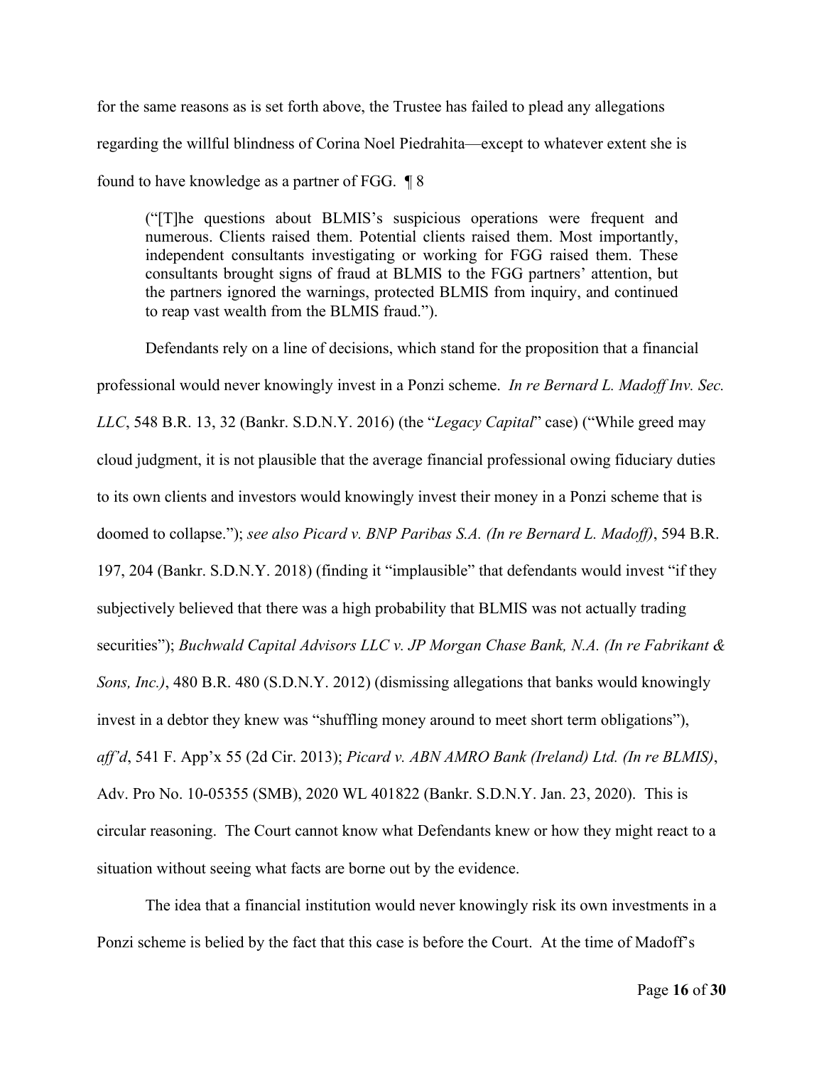for the same reasons as is set forth above, the Trustee has failed to plead any allegations regarding the willful blindness of Corina Noel Piedrahita—except to whatever extent she is found to have knowledge as a partner of FGG. ¶ 8

> ("[T]he questions about BLMIS's suspicious operations were frequent and numerous. Clients raised them. Potential clients raised them. Most importantly, independent consultants investigating or working for FGG raised them. These consultants brought signs of fraud at BLMIS to the FGG partners' attention, but the partners ignored the warnings, protected BLMIS from inquiry, and continued to reap vast wealth from the BLMIS fraud.").

Defendants rely on a line of decisions, which stand for the proposition that a financial professional would never knowingly invest in a Ponzi scheme. *In re Bernard L. Madoff Inv. Sec. LLC*, 548 B.R. 13, 32 (Bankr. S.D.N.Y. 2016) (the "*Legacy Capital*" case) ("While greed may cloud judgment, it is not plausible that the average financial professional owing fiduciary duties to its own clients and investors would knowingly invest their money in a Ponzi scheme that is doomed to collapse."); *see also Picard v. BNP Paribas S.A. (In re Bernard L. Madoff)*, 594 B.R. 197, 204 (Bankr. S.D.N.Y. 2018) (finding it "implausible" that defendants would invest "if they subjectively believed that there was a high probability that BLMIS was not actually trading securities"); *Buchwald Capital Advisors LLC v. JP Morgan Chase Bank, N.A. (In re Fabrikant & Sons, Inc.)*, 480 B.R. 480 (S.D.N.Y. 2012) (dismissing allegations that banks would knowingly invest in a debtor they knew was "shuffling money around to meet short term obligations"), *aff'd*, 541 F. App'x 55 (2d Cir. 2013); *Picard v. ABN AMRO Bank (Ireland) Ltd. (In re BLMIS)*, Adv. Pro No. 10-05355 (SMB), 2020 WL 401822 (Bankr. S.D.N.Y. Jan. 23, 2020). This is circular reasoning. The Court cannot know what Defendants knew or how they might react to a situation without seeing what facts are borne out by the evidence.

The idea that a financial institution would never knowingly risk its own investments in a Ponzi scheme is belied by the fact that this case is before the Court. At the time of Madoff's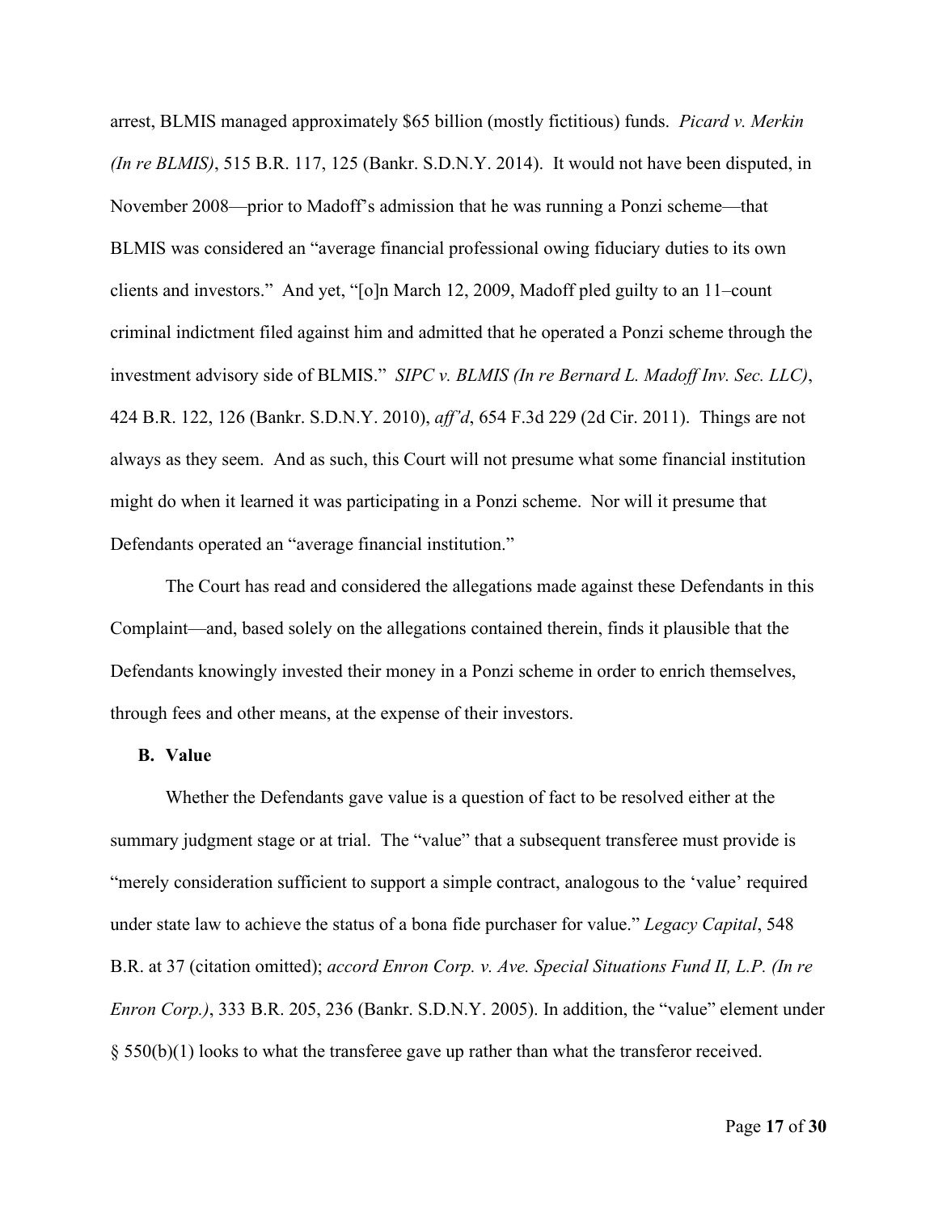arrest, BLMIS managed approximately $65 billion (mostly fictitious) funds. *Picard v. Merkin (In re BLMIS)*, 515 B.R. 117, 125 (Bankr. S.D.N.Y. 2014). It would not have been disputed, in November 2008—prior to Madoff's admission that he was running a Ponzi scheme—that BLMIS was considered an "average financial professional owing fiduciary duties to its own clients and investors." And yet, "[o]n March 12, 2009, Madoff pled guilty to an 11–count criminal indictment filed against him and admitted that he operated a Ponzi scheme through the investment advisory side of BLMIS." *SIPC v. BLMIS (In re Bernard L. Madoff Inv. Sec. LLC)*, 424 B.R. 122, 126 (Bankr. S.D.N.Y. 2010), *aff'd*, 654 F.3d 229 (2d Cir. 2011). Things are not always as they seem. And as such, this Court will not presume what some financial institution might do when it learned it was participating in a Ponzi scheme. Nor will it presume that Defendants operated an "average financial institution."

The Court has read and considered the allegations made against these Defendants in this Complaint—and, based solely on the allegations contained therein, finds it plausible that the Defendants knowingly invested their money in a Ponzi scheme in order to enrich themselves, through fees and other means, at the expense of their investors.

**B. Value**

Whether the Defendants gave value is a question of fact to be resolved either at the summary judgment stage or at trial. The "value" that a subsequent transferee must provide is "merely consideration sufficient to support a simple contract, analogous to the 'value' required under state law to achieve the status of a bona fide purchaser for value." *Legacy Capital*, 548 B.R. at 37 (citation omitted); *accord Enron Corp. v. Ave. Special Situations Fund II, L.P. (In re Enron Corp.)*, 333 B.R. 205, 236 (Bankr. S.D.N.Y. 2005). In addition, the "value" element under § 550(b)(1) looks to what the transferee gave up rather than what the transferor received.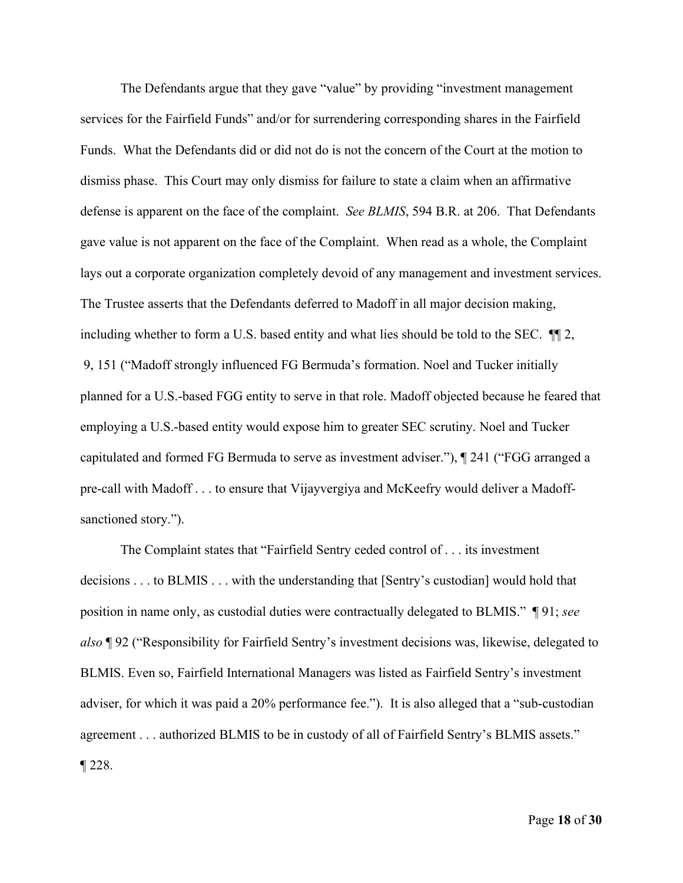The Defendants argue that they gave "value" by providing "investment management services for the Fairfield Funds" and/or for surrendering corresponding shares in the Fairfield Funds. What the Defendants did or did not do is not the concern of the Court at the motion to dismiss phase. This Court may only dismiss for failure to state a claim when an affirmative defense is apparent on the face of the complaint. *See BLMIS*, 594 B.R. at 206. That Defendants gave value is not apparent on the face of the Complaint. When read as a whole, the Complaint lays out a corporate organization completely devoid of any management and investment services. The Trustee asserts that the Defendants deferred to Madoff in all major decision making, including whether to form a U.S. based entity and what lies should be told to the SEC. ¶¶ 2, 9, 151 ("Madoff strongly influenced FG Bermuda's formation. Noel and Tucker initially planned for a U.S.-based FGG entity to serve in that role. Madoff objected because he feared that employing a U.S.-based entity would expose him to greater SEC scrutiny. Noel and Tucker capitulated and formed FG Bermuda to serve as investment adviser."), ¶ 241 ("FGG arranged a pre-call with Madoff . . . to ensure that Vijayvergiya and McKeefry would deliver a Madoff-sanctioned story.").

The Complaint states that "Fairfield Sentry ceded control of . . . its investment decisions . . . to BLMIS . . . with the understanding that [Sentry's custodian] would hold that position in name only, as custodial duties were contractually delegated to BLMIS." ¶ 91; *see also* ¶ 92 ("Responsibility for Fairfield Sentry's investment decisions was, likewise, delegated to BLMIS. Even so, Fairfield International Managers was listed as Fairfield Sentry's investment adviser, for which it was paid a 20% performance fee."). It is also alleged that a "sub-custodian agreement . . . authorized BLMIS to be in custody of all of Fairfield Sentry's BLMIS assets." ¶ 228.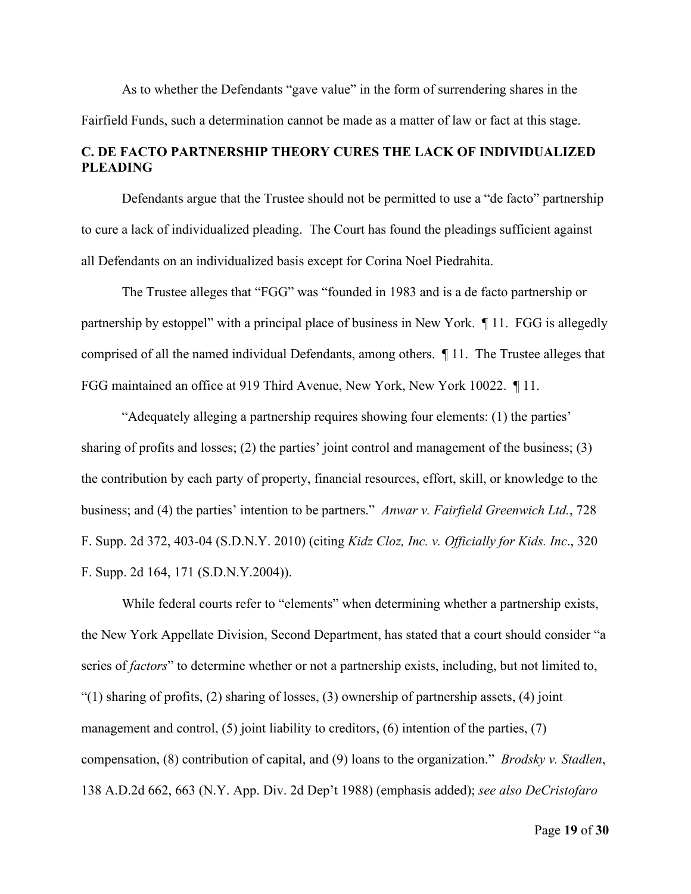As to whether the Defendants "gave value" in the form of surrendering shares in the Fairfield Funds, such a determination cannot be made as a matter of law or fact at this stage.

### C. DE FACTO PARTNERSHIP THEORY CURES THE LACK OF INDIVIDUALIZED PLEADING

Defendants argue that the Trustee should not be permitted to use a "de facto" partnership to cure a lack of individualized pleading. The Court has found the pleadings sufficient against all Defendants on an individualized basis except for Corina Noel Piedrahita.

The Trustee alleges that "FGG" was "founded in 1983 and is a de facto partnership or partnership by estoppel" with a principal place of business in New York. ¶ 11. FGG is allegedly comprised of all the named individual Defendants, among others. ¶ 11. The Trustee alleges that FGG maintained an office at 919 Third Avenue, New York, New York 10022. ¶ 11.

"Adequately alleging a partnership requires showing four elements: (1) the parties' sharing of profits and losses; (2) the parties' joint control and management of the business; (3) the contribution by each party of property, financial resources, effort, skill, or knowledge to the business; and (4) the parties' intention to be partners." *Anwar v. Fairfield Greenwich Ltd.*, 728 F. Supp. 2d 372, 403-04 (S.D.N.Y. 2010) (citing *Kidz Cloz, Inc. v. Officially for Kids. Inc*., 320 F. Supp. 2d 164, 171 (S.D.N.Y.2004)).

While federal courts refer to "elements" when determining whether a partnership exists, the New York Appellate Division, Second Department, has stated that a court should consider "a series of *factors*" to determine whether or not a partnership exists, including, but not limited to, "(1) sharing of profits, (2) sharing of losses, (3) ownership of partnership assets, (4) joint management and control, (5) joint liability to creditors, (6) intention of the parties, (7) compensation, (8) contribution of capital, and (9) loans to the organization." *Brodsky v. Stadlen*, 138 A.D.2d 662, 663 (N.Y. App. Div. 2d Dep't 1988) (emphasis added); *see also DeCristofaro*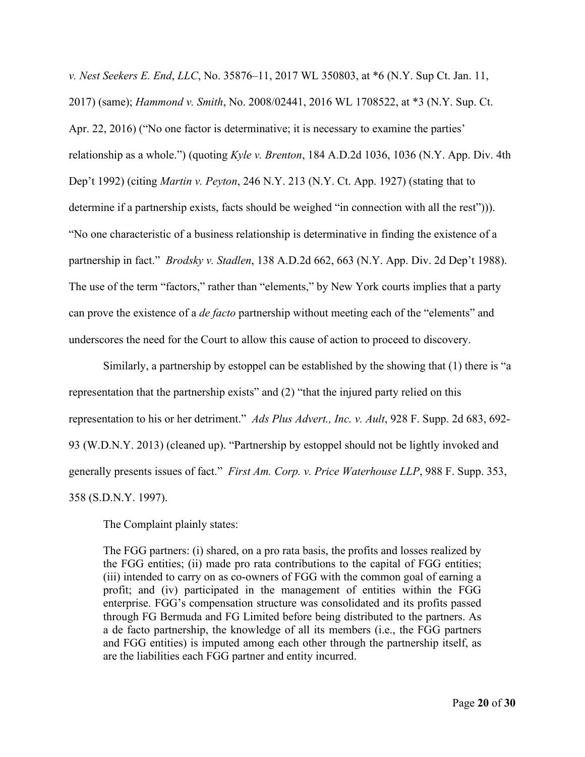*v. Nest Seekers E. End*, *LLC*, No. 35876–11, 2017 WL 350803, at *6 (N.Y. Sup Ct. Jan. 11, 2017) (same); *Hammond v. Smith*, No. 2008/02441, 2016 WL 1708522, at *3 (N.Y. Sup. Ct. Apr. 22, 2016) ("No one factor is determinative; it is necessary to examine the parties' relationship as a whole.") (quoting *Kyle v. Brenton*, 184 A.D.2d 1036, 1036 (N.Y. App. Div. 4th Dep't 1992) (citing *Martin v. Peyton*, 246 N.Y. 213 (N.Y. Ct. App. 1927) (stating that to determine if a partnership exists, facts should be weighed "in connection with all the rest"))). "No one characteristic of a business relationship is determinative in finding the existence of a partnership in fact." *Brodsky v. Stadlen*, 138 A.D.2d 662, 663 (N.Y. App. Div. 2d Dep't 1988). The use of the term "factors," rather than "elements," by New York courts implies that a party can prove the existence of a *de facto* partnership without meeting each of the "elements" and underscores the need for the Court to allow this cause of action to proceed to discovery.

Similarly, a partnership by estoppel can be established by the showing that (1) there is "a representation that the partnership exists" and (2) "that the injured party relied on this representation to his or her detriment." *Ads Plus Advert., Inc. v. Ault*, 928 F. Supp. 2d 683, 692-93 (W.D.N.Y. 2013) (cleaned up). "Partnership by estoppel should not be lightly invoked and generally presents issues of fact." *First Am. Corp. v. Price Waterhouse LLP*, 988 F. Supp. 353, 358 (S.D.N.Y. 1997).

The Complaint plainly states:

> The FGG partners: (i) shared, on a pro rata basis, the profits and losses realized by the FGG entities; (ii) made pro rata contributions to the capital of FGG entities; (iii) intended to carry on as co-owners of FGG with the common goal of earning a profit; and (iv) participated in the management of entities within the FGG enterprise. FGG's compensation structure was consolidated and its profits passed through FG Bermuda and FG Limited before being distributed to the partners. As a de facto partnership, the knowledge of all its members (i.e., the FGG partners and FGG entities) is imputed among each other through the partnership itself, as are the liabilities each FGG partner and entity incurred.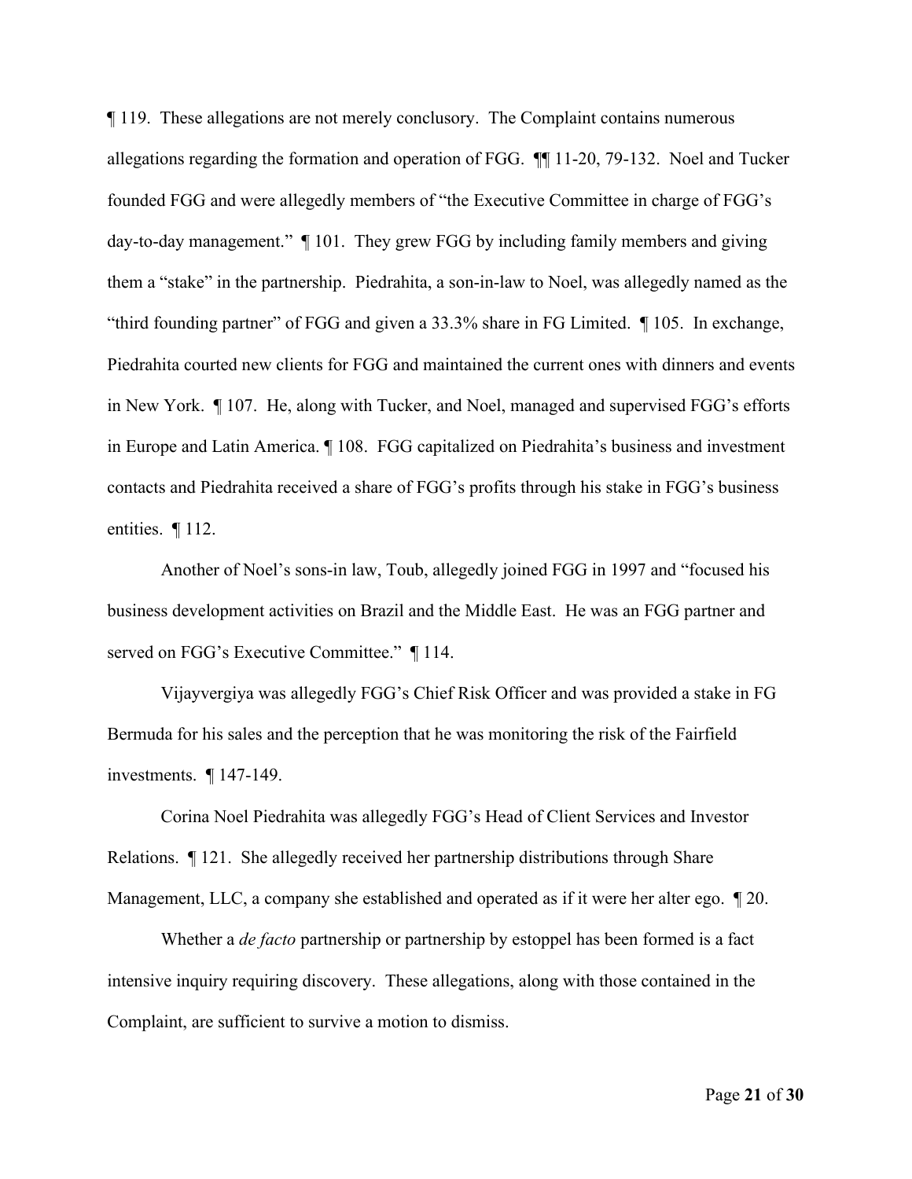¶ 119. These allegations are not merely conclusory. The Complaint contains numerous allegations regarding the formation and operation of FGG. ¶¶ 11-20, 79-132. Noel and Tucker founded FGG and were allegedly members of "the Executive Committee in charge of FGG's day-to-day management." ¶ 101. They grew FGG by including family members and giving them a "stake" in the partnership. Piedrahita, a son-in-law to Noel, was allegedly named as the "third founding partner" of FGG and given a 33.3% share in FG Limited. ¶ 105. In exchange, Piedrahita courted new clients for FGG and maintained the current ones with dinners and events in New York. ¶ 107. He, along with Tucker, and Noel, managed and supervised FGG's efforts in Europe and Latin America. ¶ 108. FGG capitalized on Piedrahita's business and investment contacts and Piedrahita received a share of FGG's profits through his stake in FGG's business entities. ¶ 112.

Another of Noel's sons-in law, Toub, allegedly joined FGG in 1997 and "focused his business development activities on Brazil and the Middle East. He was an FGG partner and served on FGG's Executive Committee." ¶ 114.

Vijayvergiya was allegedly FGG's Chief Risk Officer and was provided a stake in FG Bermuda for his sales and the perception that he was monitoring the risk of the Fairfield investments. ¶ 147-149.

Corina Noel Piedrahita was allegedly FGG's Head of Client Services and Investor Relations. ¶ 121. She allegedly received her partnership distributions through Share Management, LLC, a company she established and operated as if it were her alter ego. ¶ 20.

Whether a *de facto* partnership or partnership by estoppel has been formed is a fact intensive inquiry requiring discovery. These allegations, along with those contained in the Complaint, are sufficient to survive a motion to dismiss.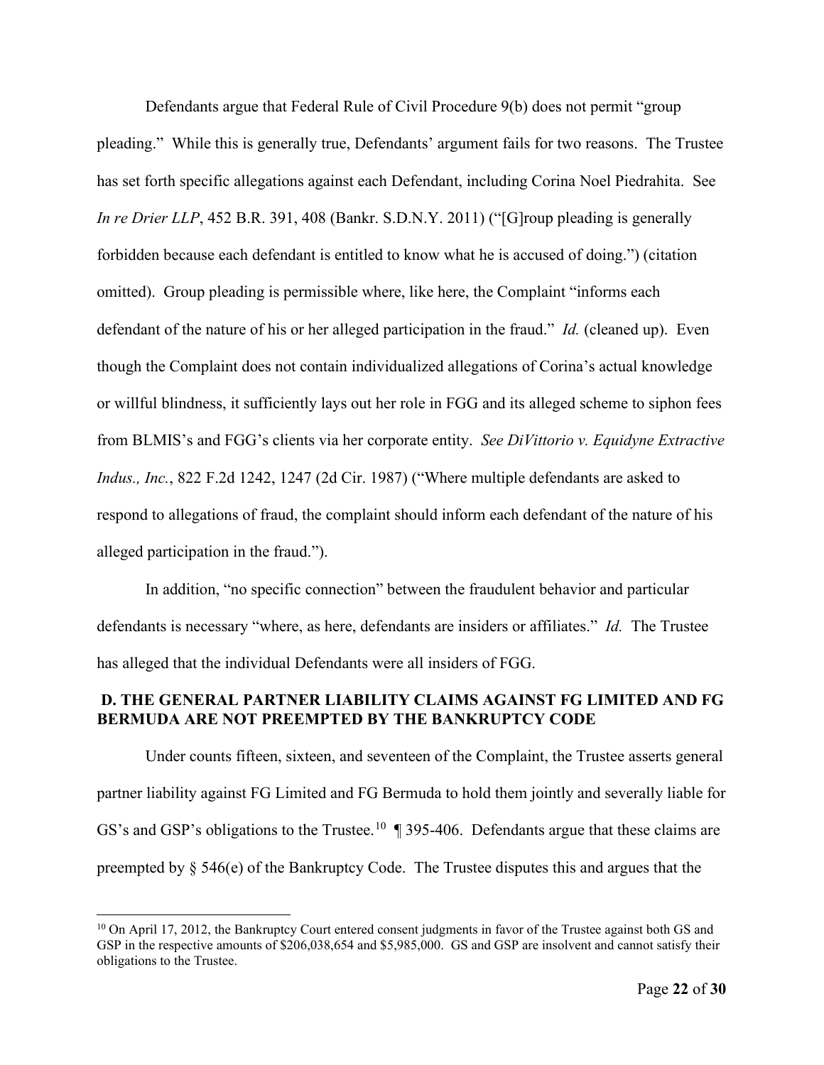Defendants argue that Federal Rule of Civil Procedure 9(b) does not permit "group pleading." While this is generally true, Defendants' argument fails for two reasons. The Trustee has set forth specific allegations against each Defendant, including Corina Noel Piedrahita. See *In re Drier LLP*, 452 B.R. 391, 408 (Bankr. S.D.N.Y. 2011) ("[G]roup pleading is generally forbidden because each defendant is entitled to know what he is accused of doing.") (citation omitted). Group pleading is permissible where, like here, the Complaint "informs each defendant of the nature of his or her alleged participation in the fraud." *Id.* (cleaned up). Even though the Complaint does not contain individualized allegations of Corina's actual knowledge or willful blindness, it sufficiently lays out her role in FGG and its alleged scheme to siphon fees from BLMIS's and FGG's clients via her corporate entity. *See DiVittorio v. Equidyne Extractive Indus., Inc.*, 822 F.2d 1242, 1247 (2d Cir. 1987) ("Where multiple defendants are asked to respond to allegations of fraud, the complaint should inform each defendant of the nature of his alleged participation in the fraud.").

In addition, "no specific connection" between the fraudulent behavior and particular defendants is necessary "where, as here, defendants are insiders or affiliates." *Id.* The Trustee has alleged that the individual Defendants were all insiders of FGG.

### D. THE GENERAL PARTNER LIABILITY CLAIMS AGAINST FG LIMITED AND FG BERMUDA ARE NOT PREEMPTED BY THE BANKRUPTCY CODE

Under counts fifteen, sixteen, and seventeen of the Complaint, the Trustee asserts general partner liability against FG Limited and FG Bermuda to hold them jointly and severally liable for GS's and GSP's obligations to the Trustee.[10] ¶ 395-406. Defendants argue that these claims are preempted by § 546(e) of the Bankruptcy Code. The Trustee disputes this and argues that the

[10] On April 17, 2012, the Bankruptcy Court entered consent judgments in favor of the Trustee against both GS and GSP in the respective amounts of $206,038,654 and $5,985,000. GS and GSP are insolvent and cannot satisfy their obligations to the Trustee.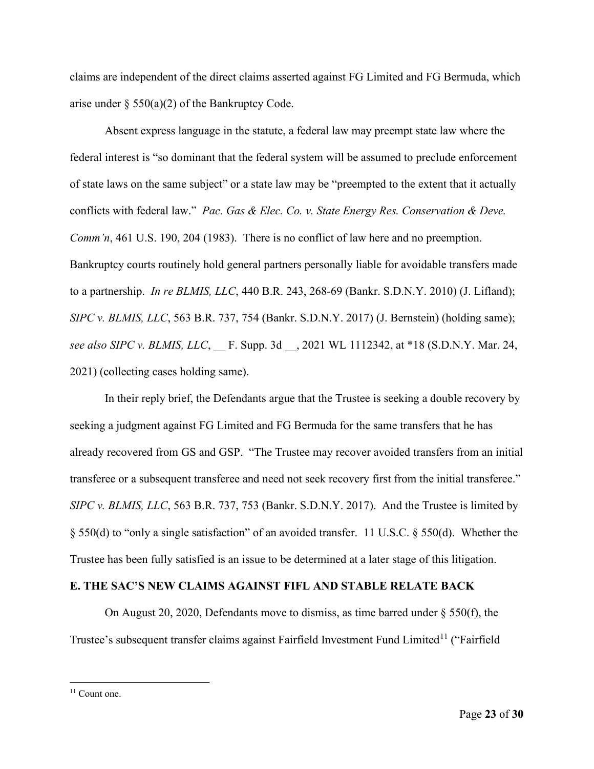claims are independent of the direct claims asserted against FG Limited and FG Bermuda, which arise under § 550(a)(2) of the Bankruptcy Code.

Absent express language in the statute, a federal law may preempt state law where the federal interest is "so dominant that the federal system will be assumed to preclude enforcement of state laws on the same subject" or a state law may be "preempted to the extent that it actually conflicts with federal law." *Pac. Gas & Elec. Co. v. State Energy Res. Conservation & Deve. Comm'n*, 461 U.S. 190, 204 (1983). There is no conflict of law here and no preemption. Bankruptcy courts routinely hold general partners personally liable for avoidable transfers made to a partnership. *In re BLMIS, LLC*, 440 B.R. 243, 268-69 (Bankr. S.D.N.Y. 2010) (J. Lifland); *SIPC v. BLMIS, LLC*, 563 B.R. 737, 754 (Bankr. S.D.N.Y. 2017) (J. Bernstein) (holding same); *see also SIPC v. BLMIS, LLC*, __ F. Supp. 3d __, 2021 WL 1112342, at *18 (S.D.N.Y. Mar. 24, 2021) (collecting cases holding same).

In their reply brief, the Defendants argue that the Trustee is seeking a double recovery by seeking a judgment against FG Limited and FG Bermuda for the same transfers that he has already recovered from GS and GSP. "The Trustee may recover avoided transfers from an initial transferee or a subsequent transferee and need not seek recovery first from the initial transferee." *SIPC v. BLMIS, LLC*, 563 B.R. 737, 753 (Bankr. S.D.N.Y. 2017). And the Trustee is limited by § 550(d) to "only a single satisfaction" of an avoided transfer. 11 U.S.C. § 550(d). Whether the Trustee has been fully satisfied is an issue to be determined at a later stage of this litigation.

**E. THE SAC'S NEW CLAIMS AGAINST FIFL AND STABLE RELATE BACK**

On August 20, 2020, Defendants move to dismiss, as time barred under § 550(f), the Trustee's subsequent transfer claims against Fairfield Investment Fund Limited[11] ("Fairfield

[11] Count one.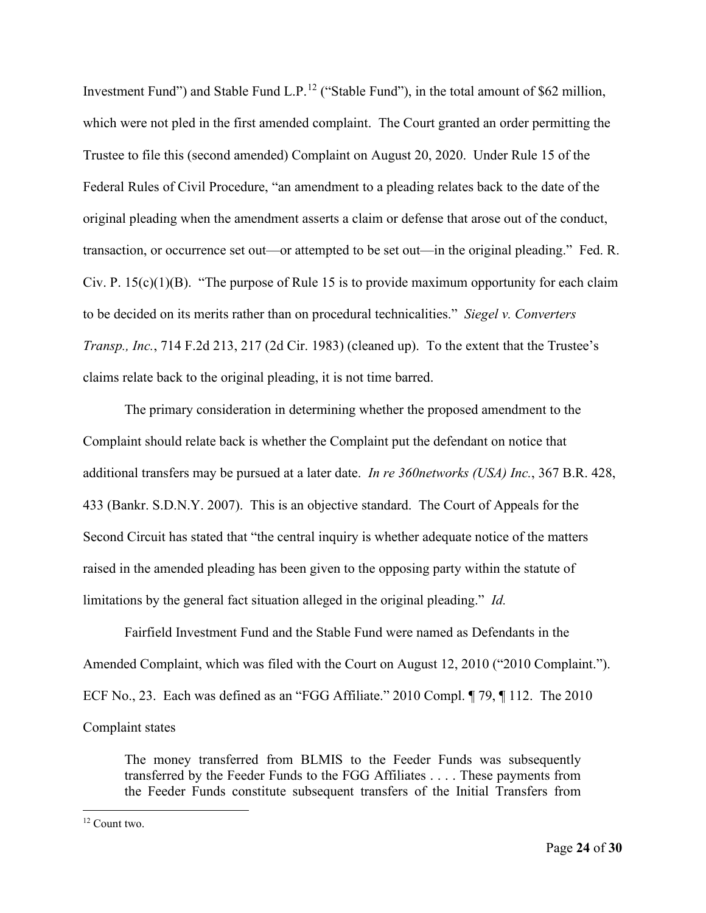Investment Fund") and Stable Fund L.P.[12] ("Stable Fund"), in the total amount of $62 million, which were not pled in the first amended complaint. The Court granted an order permitting the Trustee to file this (second amended) Complaint on August 20, 2020. Under Rule 15 of the Federal Rules of Civil Procedure, "an amendment to a pleading relates back to the date of the original pleading when the amendment asserts a claim or defense that arose out of the conduct, transaction, or occurrence set out—or attempted to be set out—in the original pleading." Fed. R. Civ. P. 15(c)(1)(B). "The purpose of Rule 15 is to provide maximum opportunity for each claim to be decided on its merits rather than on procedural technicalities." *Siegel v. Converters Transp., Inc.*, 714 F.2d 213, 217 (2d Cir. 1983) (cleaned up). To the extent that the Trustee's claims relate back to the original pleading, it is not time barred.

The primary consideration in determining whether the proposed amendment to the Complaint should relate back is whether the Complaint put the defendant on notice that additional transfers may be pursued at a later date. *In re 360networks (USA) Inc.*, 367 B.R. 428, 433 (Bankr. S.D.N.Y. 2007). This is an objective standard. The Court of Appeals for the Second Circuit has stated that "the central inquiry is whether adequate notice of the matters raised in the amended pleading has been given to the opposing party within the statute of limitations by the general fact situation alleged in the original pleading." *Id.*

Fairfield Investment Fund and the Stable Fund were named as Defendants in the Amended Complaint, which was filed with the Court on August 12, 2010 ("2010 Complaint."). ECF No., 23. Each was defined as an "FGG Affiliate." 2010 Compl. ¶ 79, ¶ 112. The 2010 Complaint states

> The money transferred from BLMIS to the Feeder Funds was subsequently transferred by the Feeder Funds to the FGG Affiliates . . . . These payments from the Feeder Funds constitute subsequent transfers of the Initial Transfers from

[12] Count two.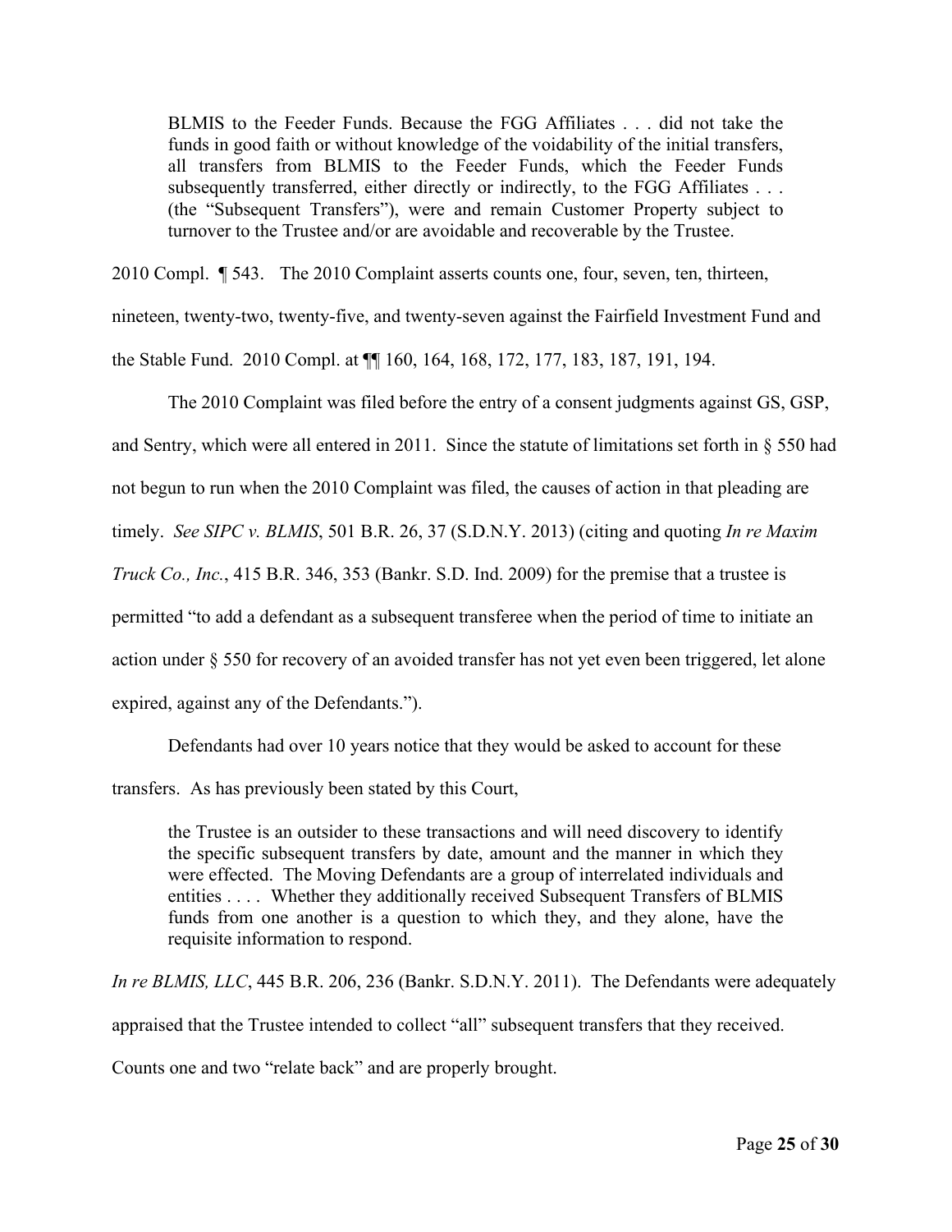> BLMIS to the Feeder Funds. Because the FGG Affiliates . . . did not take the funds in good faith or without knowledge of the voidability of the initial transfers, all transfers from BLMIS to the Feeder Funds, which the Feeder Funds subsequently transferred, either directly or indirectly, to the FGG Affiliates . . . (the "Subsequent Transfers"), were and remain Customer Property subject to turnover to the Trustee and/or are avoidable and recoverable by the Trustee.

2010 Compl. ¶ 543. The 2010 Complaint asserts counts one, four, seven, ten, thirteen, nineteen, twenty-two, twenty-five, and twenty-seven against the Fairfield Investment Fund and the Stable Fund. 2010 Compl. at ¶¶ 160, 164, 168, 172, 177, 183, 187, 191, 194.

The 2010 Complaint was filed before the entry of a consent judgments against GS, GSP, and Sentry, which were all entered in 2011. Since the statute of limitations set forth in § 550 had not begun to run when the 2010 Complaint was filed, the causes of action in that pleading are timely. *See SIPC v. BLMIS*, 501 B.R. 26, 37 (S.D.N.Y. 2013) (citing and quoting *In re Maxim Truck Co., Inc.*, 415 B.R. 346, 353 (Bankr. S.D. Ind. 2009) for the premise that a trustee is permitted "to add a defendant as a subsequent transferee when the period of time to initiate an action under § 550 for recovery of an avoided transfer has not yet even been triggered, let alone expired, against any of the Defendants.").

Defendants had over 10 years notice that they would be asked to account for these transfers. As has previously been stated by this Court,

> the Trustee is an outsider to these transactions and will need discovery to identify the specific subsequent transfers by date, amount and the manner in which they were effected. The Moving Defendants are a group of interrelated individuals and entities . . . . Whether they additionally received Subsequent Transfers of BLMIS funds from one another is a question to which they, and they alone, have the requisite information to respond.

*In re BLMIS, LLC*, 445 B.R. 206, 236 (Bankr. S.D.N.Y. 2011). The Defendants were adequately appraised that the Trustee intended to collect "all" subsequent transfers that they received. Counts one and two "relate back" and are properly brought.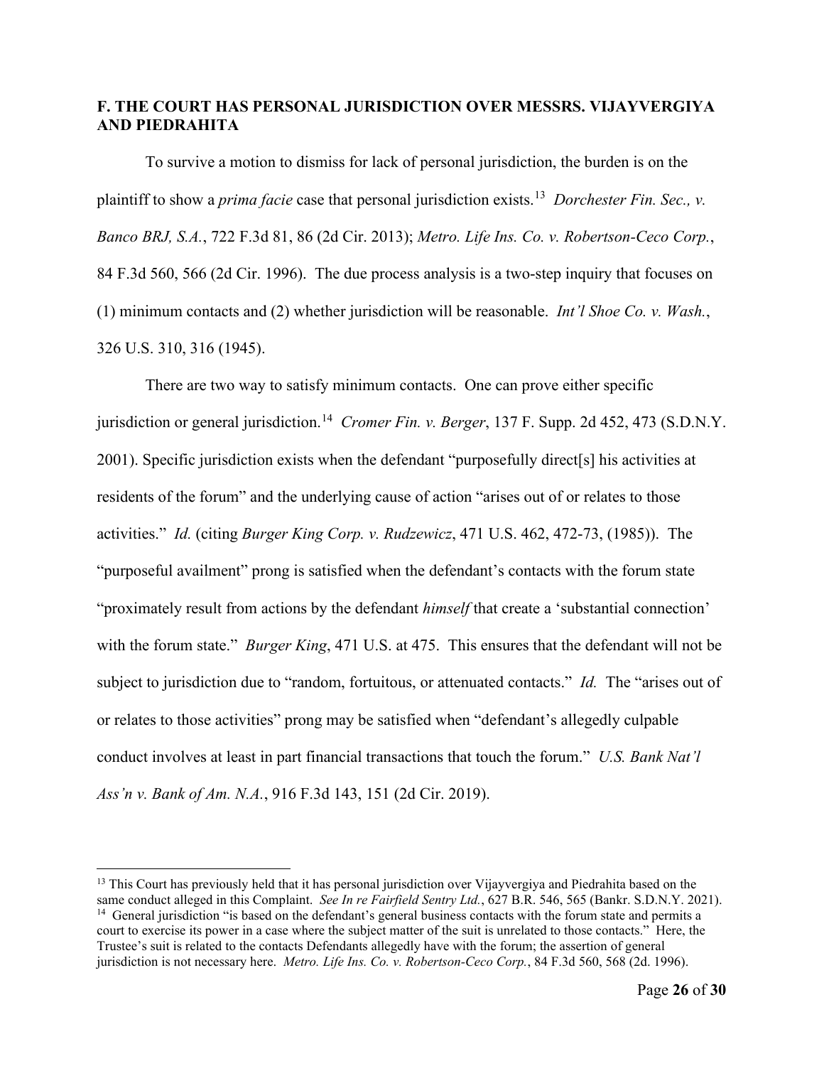## F. THE COURT HAS PERSONAL JURISDICTION OVER MESSRS. VIJAYVERGIYA AND PIEDRAHITA

To survive a motion to dismiss for lack of personal jurisdiction, the burden is on the plaintiff to show a *prima facie* case that personal jurisdiction exists.[13] *Dorchester Fin. Sec., v. Banco BRJ, S.A.*, 722 F.3d 81, 86 (2d Cir. 2013); *Metro. Life Ins. Co. v. Robertson-Ceco Corp.*, 84 F.3d 560, 566 (2d Cir. 1996). The due process analysis is a two-step inquiry that focuses on (1) minimum contacts and (2) whether jurisdiction will be reasonable. *Int'l Shoe Co. v. Wash.*, 326 U.S. 310, 316 (1945).

There are two way to satisfy minimum contacts. One can prove either specific jurisdiction or general jurisdiction.[14] *Cromer Fin. v. Berger*, 137 F. Supp. 2d 452, 473 (S.D.N.Y. 2001). Specific jurisdiction exists when the defendant "purposefully direct[s] his activities at residents of the forum" and the underlying cause of action "arises out of or relates to those activities." *Id.* (citing *Burger King Corp. v. Rudzewicz*, 471 U.S. 462, 472-73, (1985)). The "purposeful availment" prong is satisfied when the defendant's contacts with the forum state "proximately result from actions by the defendant *himself* that create a 'substantial connection' with the forum state." *Burger King*, 471 U.S. at 475. This ensures that the defendant will not be subject to jurisdiction due to "random, fortuitous, or attenuated contacts." *Id.* The "arises out of or relates to those activities" prong may be satisfied when "defendant's allegedly culpable conduct involves at least in part financial transactions that touch the forum." *U.S. Bank Nat'l Ass'n v. Bank of Am. N.A.*, 916 F.3d 143, 151 (2d Cir. 2019).

---

[13] This Court has previously held that it has personal jurisdiction over Vijayvergiya and Piedrahita based on the same conduct alleged in this Complaint. *See In re Fairfield Sentry Ltd.*, 627 B.R. 546, 565 (Bankr. S.D.N.Y. 2021).

[14] General jurisdiction "is based on the defendant's general business contacts with the forum state and permits a court to exercise its power in a case where the subject matter of the suit is unrelated to those contacts." Here, the Trustee's suit is related to the contacts Defendants allegedly have with the forum; the assertion of general jurisdiction is not necessary here. *Metro. Life Ins. Co. v. Robertson-Ceco Corp.*, 84 F.3d 560, 568 (2d. 1996).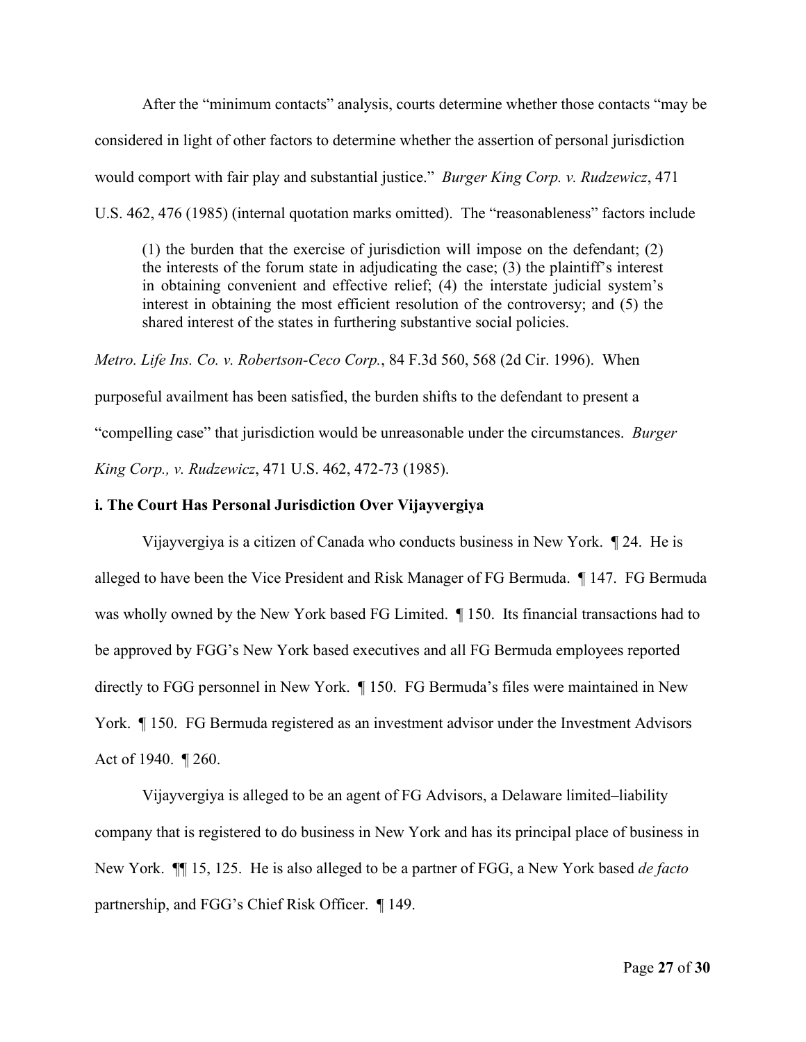After the "minimum contacts" analysis, courts determine whether those contacts "may be considered in light of other factors to determine whether the assertion of personal jurisdiction would comport with fair play and substantial justice." *Burger King Corp. v. Rudzewicz*, 471 U.S. 462, 476 (1985) (internal quotation marks omitted). The "reasonableness" factors include

> (1) the burden that the exercise of jurisdiction will impose on the defendant; (2) the interests of the forum state in adjudicating the case; (3) the plaintiff's interest in obtaining convenient and effective relief; (4) the interstate judicial system's interest in obtaining the most efficient resolution of the controversy; and (5) the shared interest of the states in furthering substantive social policies.

*Metro. Life Ins. Co. v. Robertson-Ceco Corp.*, 84 F.3d 560, 568 (2d Cir. 1996). When purposeful availment has been satisfied, the burden shifts to the defendant to present a "compelling case" that jurisdiction would be unreasonable under the circumstances. *Burger King Corp., v. Rudzewicz*, 471 U.S. 462, 472-73 (1985).

**i. The Court Has Personal Jurisdiction Over Vijayvergiya**

Vijayvergiya is a citizen of Canada who conducts business in New York. ¶ 24. He is alleged to have been the Vice President and Risk Manager of FG Bermuda. ¶ 147. FG Bermuda was wholly owned by the New York based FG Limited. ¶ 150. Its financial transactions had to be approved by FGG's New York based executives and all FG Bermuda employees reported directly to FGG personnel in New York. ¶ 150. FG Bermuda's files were maintained in New York. ¶ 150. FG Bermuda registered as an investment advisor under the Investment Advisors Act of 1940. ¶ 260.

Vijayvergiya is alleged to be an agent of FG Advisors, a Delaware limited–liability company that is registered to do business in New York and has its principal place of business in New York. ¶¶ 15, 125. He is also alleged to be a partner of FGG, a New York based *de facto* partnership, and FGG's Chief Risk Officer. ¶ 149.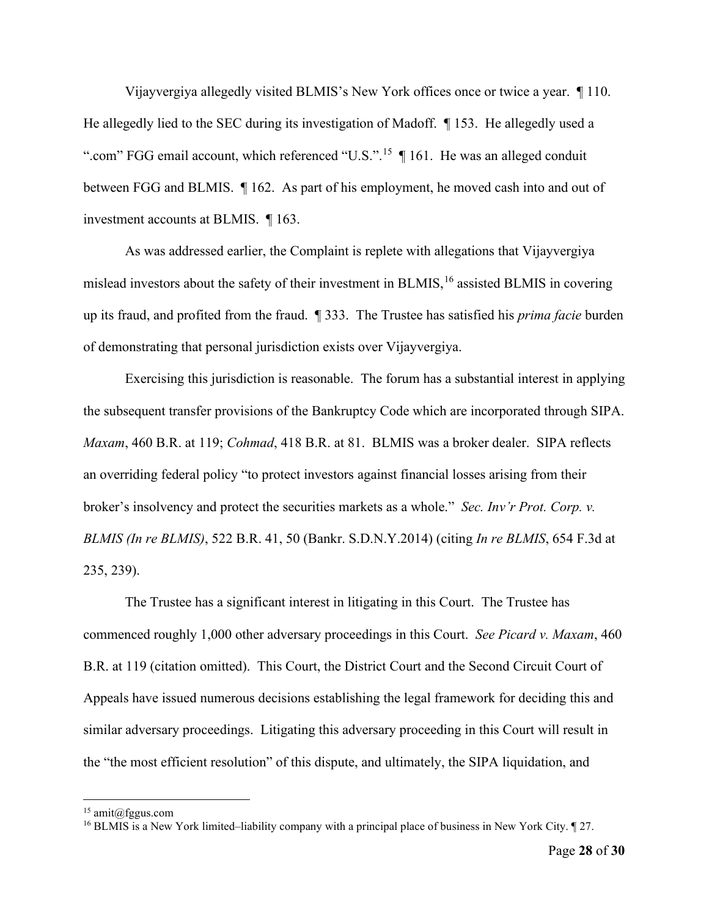Vijayvergiya allegedly visited BLMIS's New York offices once or twice a year. ¶ 110. He allegedly lied to the SEC during its investigation of Madoff. ¶ 153. He allegedly used a ".com" FGG email account, which referenced "U.S.".[15] ¶ 161. He was an alleged conduit between FGG and BLMIS. ¶ 162. As part of his employment, he moved cash into and out of investment accounts at BLMIS. ¶ 163.

As was addressed earlier, the Complaint is replete with allegations that Vijayvergiya mislead investors about the safety of their investment in BLMIS,[16] assisted BLMIS in covering up its fraud, and profited from the fraud. ¶ 333. The Trustee has satisfied his *prima facie* burden of demonstrating that personal jurisdiction exists over Vijayvergiya.

Exercising this jurisdiction is reasonable. The forum has a substantial interest in applying the subsequent transfer provisions of the Bankruptcy Code which are incorporated through SIPA. *Maxam*, 460 B.R. at 119; *Cohmad*, 418 B.R. at 81. BLMIS was a broker dealer. SIPA reflects an overriding federal policy "to protect investors against financial losses arising from their broker's insolvency and protect the securities markets as a whole." *Sec. Inv'r Prot. Corp. v. BLMIS (In re BLMIS)*, 522 B.R. 41, 50 (Bankr. S.D.N.Y.2014) (citing *In re BLMIS*, 654 F.3d at 235, 239).

The Trustee has a significant interest in litigating in this Court. The Trustee has commenced roughly 1,000 other adversary proceedings in this Court. *See Picard v. Maxam*, 460 B.R. at 119 (citation omitted). This Court, the District Court and the Second Circuit Court of Appeals have issued numerous decisions establishing the legal framework for deciding this and similar adversary proceedings. Litigating this adversary proceeding in this Court will result in the "the most efficient resolution" of this dispute, and ultimately, the SIPA liquidation, and

---

[15] amit@fggus.com

[16] BLMIS is a New York limited–liability company with a principal place of business in New York City. ¶ 27.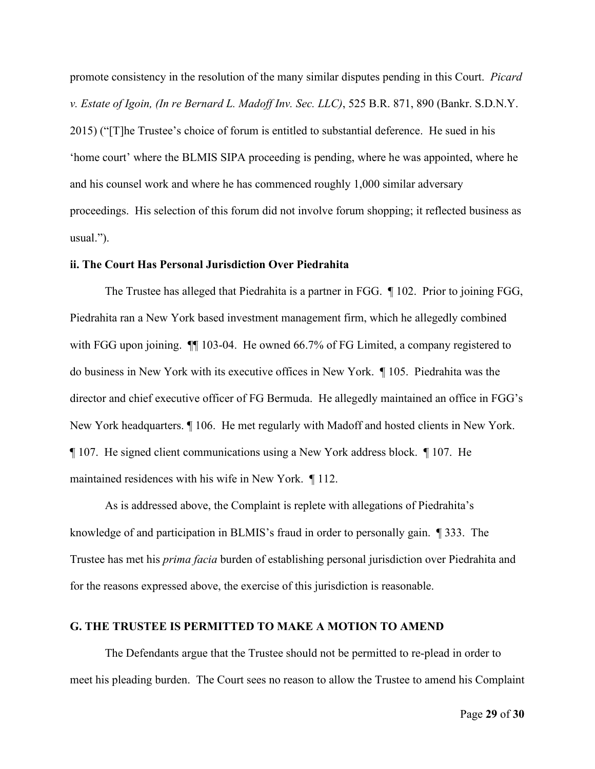promote consistency in the resolution of the many similar disputes pending in this Court. *Picard v. Estate of Igoin, (In re Bernard L. Madoff Inv. Sec. LLC)*, 525 B.R. 871, 890 (Bankr. S.D.N.Y. 2015) ("[T]he Trustee's choice of forum is entitled to substantial deference. He sued in his 'home court' where the BLMIS SIPA proceeding is pending, where he was appointed, where he and his counsel work and where he has commenced roughly 1,000 similar adversary proceedings. His selection of this forum did not involve forum shopping; it reflected business as usual.").

**ii. The Court Has Personal Jurisdiction Over Piedrahita**

The Trustee has alleged that Piedrahita is a partner in FGG. ¶ 102. Prior to joining FGG, Piedrahita ran a New York based investment management firm, which he allegedly combined with FGG upon joining. ¶¶ 103-04. He owned 66.7% of FG Limited, a company registered to do business in New York with its executive offices in New York. ¶ 105. Piedrahita was the director and chief executive officer of FG Bermuda. He allegedly maintained an office in FGG's New York headquarters. ¶ 106. He met regularly with Madoff and hosted clients in New York. ¶ 107. He signed client communications using a New York address block. ¶ 107. He maintained residences with his wife in New York. ¶ 112.

As is addressed above, the Complaint is replete with allegations of Piedrahita's knowledge of and participation in BLMIS's fraud in order to personally gain. ¶ 333. The Trustee has met his *prima facia* burden of establishing personal jurisdiction over Piedrahita and for the reasons expressed above, the exercise of this jurisdiction is reasonable.

## G. THE TRUSTEE IS PERMITTED TO MAKE A MOTION TO AMEND

The Defendants argue that the Trustee should not be permitted to re-plead in order to meet his pleading burden. The Court sees no reason to allow the Trustee to amend his Complaint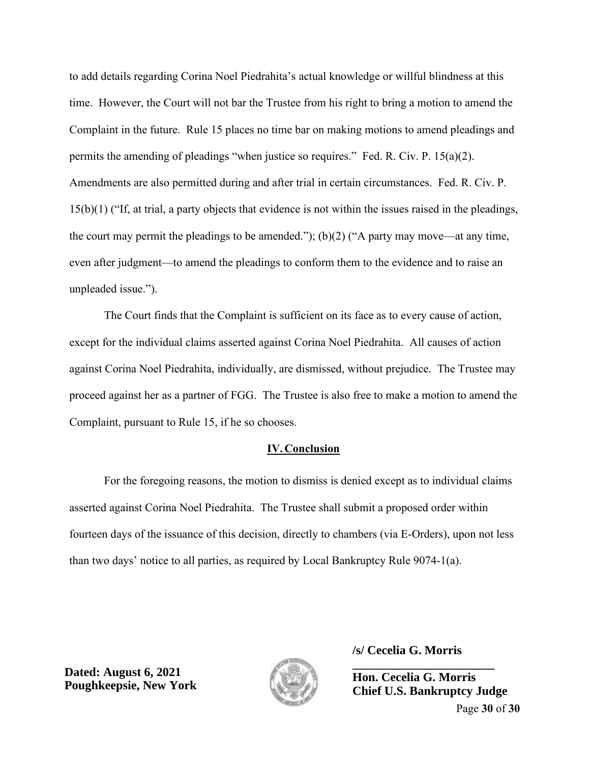to add details regarding Corina Noel Piedrahita's actual knowledge or willful blindness at this time. However, the Court will not bar the Trustee from his right to bring a motion to amend the Complaint in the future. Rule 15 places no time bar on making motions to amend pleadings and permits the amending of pleadings "when justice so requires." Fed. R. Civ. P. 15(a)(2). Amendments are also permitted during and after trial in certain circumstances. Fed. R. Civ. P. 15(b)(1) ("If, at trial, a party objects that evidence is not within the issues raised in the pleadings, the court may permit the pleadings to be amended."); (b)(2) ("A party may move—at any time, even after judgment—to amend the pleadings to conform them to the evidence and to raise an unpleaded issue.").

The Court finds that the Complaint is sufficient on its face as to every cause of action, except for the individual claims asserted against Corina Noel Piedrahita. All causes of action against Corina Noel Piedrahita, individually, are dismissed, without prejudice. The Trustee may proceed against her as a partner of FGG. The Trustee is also free to make a motion to amend the Complaint, pursuant to Rule 15, if he so chooses.

## IV. Conclusion

For the foregoing reasons, the motion to dismiss is denied except as to individual claims asserted against Corina Noel Piedrahita. The Trustee shall submit a proposed order within fourteen days of the issuance of this decision, directly to chambers (via E-Orders), upon not less than two days' notice to all parties, as required by Local Bankruptcy Rule 9074-1(a).

**Dated: August 6, 2021**
**Poughkeepsie, New York**

**/s/ Cecelia G. Morris**
**\_\_\_\_\_\_\_\_\_\_\_\_\_\_\_\_\_\_\_\_\_\_\_**
**Hon. Cecelia G. Morris**
**Chief U.S. Bankruptcy Judge**